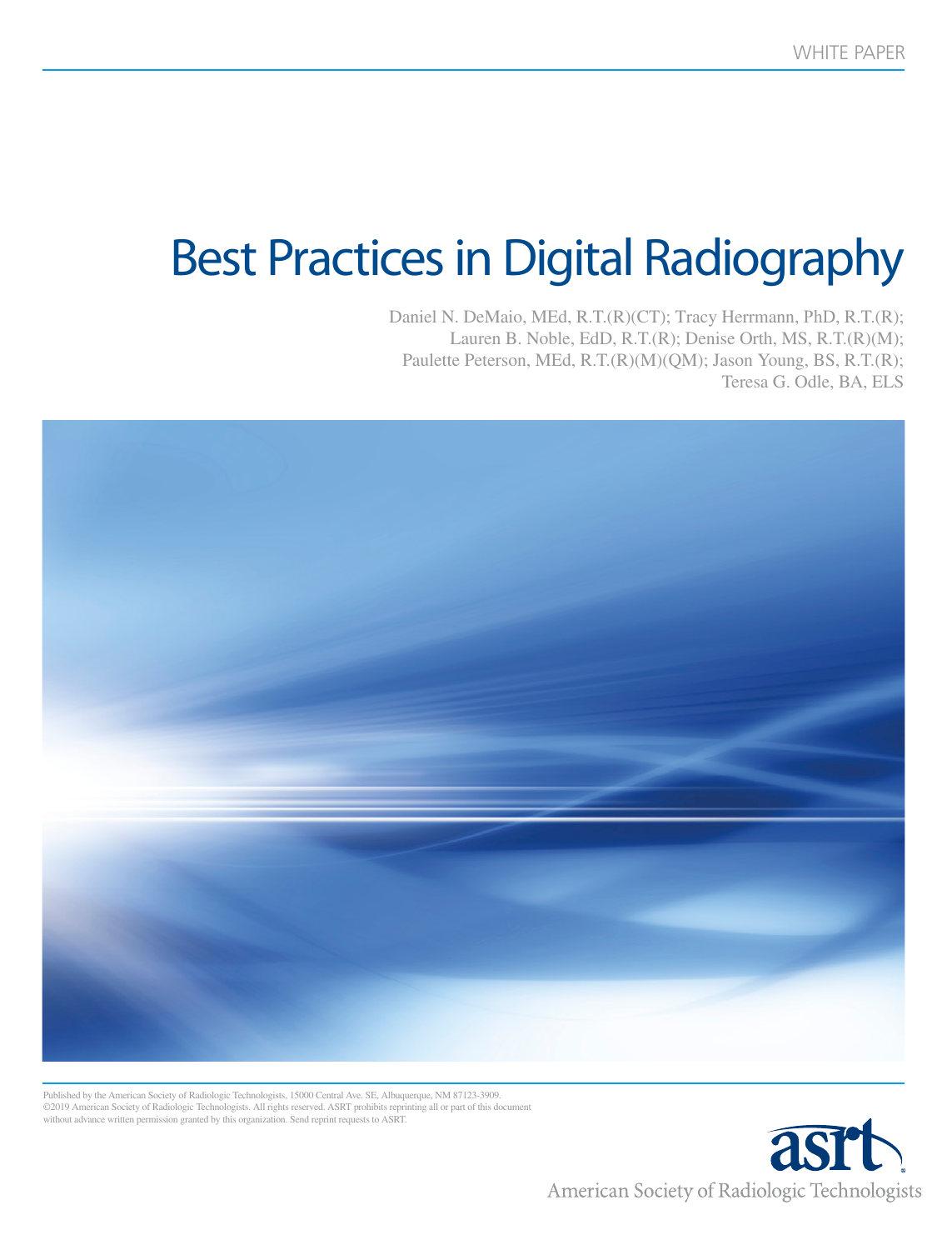WHITE PAPER

# Best Practices in Digital Radiography

Daniel N. DeMaio, MEd, R.T.(R)(CT); Tracy Herrmann, PhD, R.T.(R); Lauren B. Noble, EdD, R.T.(R); Denise Orth, MS, R.T.(R)(M); Paulette Peterson, MEd, R.T.(R)(M)(QM); Jason Young, BS, R.T.(R); Teresa G. Odle, BA, ELS

Published by the American Society of Radiologic Technologists, 15000 Central Ave. SE, Albuquerque, NM 87123-3909.
©2019 American Society of Radiologic Technologists. All rights reserved. ASRT prohibits reprinting all or part of this document without advance written permission granted by this organization. Send reprint requests to ASRT.

asrt

American Society of Radiologic Technologists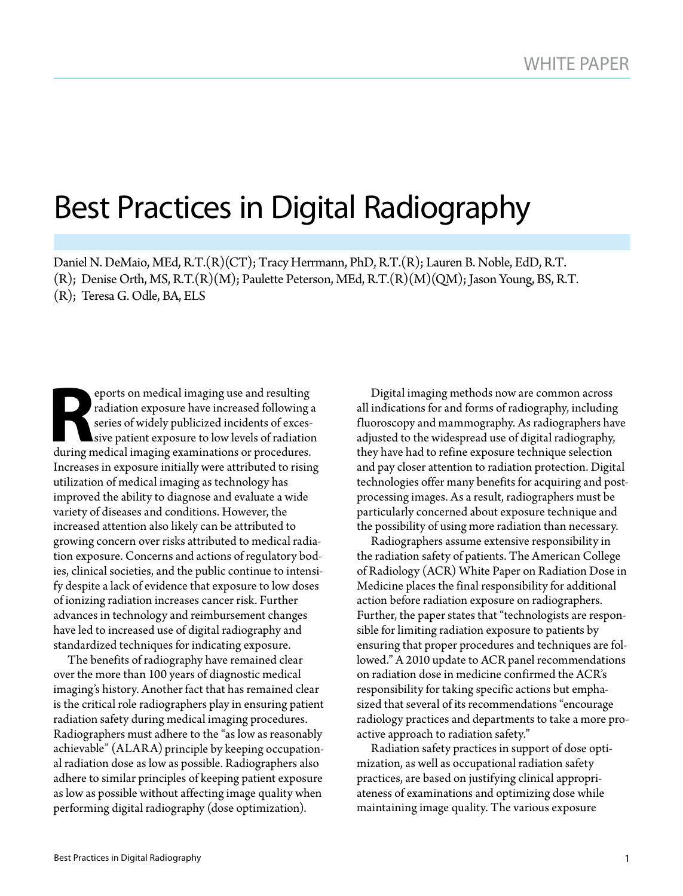WHITE PAPER

# Best Practices in Digital Radiography

Daniel N. DeMaio, MEd, R.T.(R)(CT); Tracy Herrmann, PhD, R.T.(R); Lauren B. Noble, EdD, R.T.(R); Denise Orth, MS, R.T.(R)(M); Paulette Peterson, MEd, R.T.(R)(M)(QM); Jason Young, BS, R.T.(R); Teresa G. Odle, BA, ELS

Reports on medical imaging use and resulting radiation exposure have increased following a series of widely publicized incidents of excessive patient exposure to low levels of radiation during medical imaging examinations or procedures. Increases in exposure initially were attributed to rising utilization of medical imaging as technology has improved the ability to diagnose and evaluate a wide variety of diseases and conditions. However, the increased attention also likely can be attributed to growing concern over risks attributed to medical radiation exposure. Concerns and actions of regulatory bodies, clinical societies, and the public continue to intensify despite a lack of evidence that exposure to low doses of ionizing radiation increases cancer risk. Further advances in technology and reimbursement changes have led to increased use of digital radiography and standardized techniques for indicating exposure.

The benefits of radiography have remained clear over the more than 100 years of diagnostic medical imaging's history. Another fact that has remained clear is the critical role radiographers play in ensuring patient radiation safety during medical imaging procedures. Radiographers must adhere to the "as low as reasonably achievable" (ALARA) principle by keeping occupational radiation dose as low as possible. Radiographers also adhere to similar principles of keeping patient exposure as low as possible without affecting image quality when performing digital radiography (dose optimization).

Digital imaging methods now are common across all indications for and forms of radiography, including fluoroscopy and mammography. As radiographers have adjusted to the widespread use of digital radiography, they have had to refine exposure technique selection and pay closer attention to radiation protection. Digital technologies offer many benefits for acquiring and post-processing images. As a result, radiographers must be particularly concerned about exposure technique and the possibility of using more radiation than necessary.

Radiographers assume extensive responsibility in the radiation safety of patients. The American College of Radiology (ACR) White Paper on Radiation Dose in Medicine places the final responsibility for additional action before radiation exposure on radiographers. Further, the paper states that "technologists are responsible for limiting radiation exposure to patients by ensuring that proper procedures and techniques are followed." A 2010 update to ACR panel recommendations on radiation dose in medicine confirmed the ACR's responsibility for taking specific actions but emphasized that several of its recommendations "encourage radiology practices and departments to take a more proactive approach to radiation safety."

Radiation safety practices in support of dose optimization, as well as occupational radiation safety practices, are based on justifying clinical appropriateness of examinations and optimizing dose while maintaining image quality. The various exposure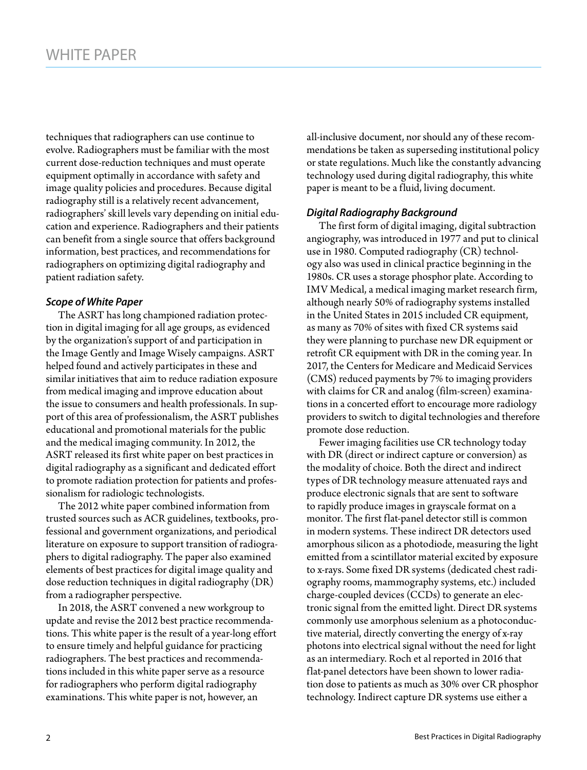techniques that radiographers can use continue to evolve. Radiographers must be familiar with the most current dose-reduction techniques and must operate equipment optimally in accordance with safety and image quality policies and procedures. Because digital radiography still is a relatively recent advancement, radiographers' skill levels vary depending on initial education and experience. Radiographers and their patients can benefit from a single source that offers background information, best practices, and recommendations for radiographers on optimizing digital radiography and patient radiation safety.

### *Scope of White Paper*

The ASRT has long championed radiation protection in digital imaging for all age groups, as evidenced by the organization's support of and participation in the Image Gently and Image Wisely campaigns. ASRT helped found and actively participates in these and similar initiatives that aim to reduce radiation exposure from medical imaging and improve education about the issue to consumers and health professionals. In support of this area of professionalism, the ASRT publishes educational and promotional materials for the public and the medical imaging community. In 2012, the ASRT released its first white paper on best practices in digital radiography as a significant and dedicated effort to promote radiation protection for patients and professionalism for radiologic technologists.

The 2012 white paper combined information from trusted sources such as ACR guidelines, textbooks, professional and government organizations, and periodical literature on exposure to support transition of radiographers to digital radiography. The paper also examined elements of best practices for digital image quality and dose reduction techniques in digital radiography (DR) from a radiographer perspective.

In 2018, the ASRT convened a new workgroup to update and revise the 2012 best practice recommendations. This white paper is the result of a year-long effort to ensure timely and helpful guidance for practicing radiographers. The best practices and recommendations included in this white paper serve as a resource for radiographers who perform digital radiography examinations. This white paper is not, however, an all-inclusive document, nor should any of these recommendations be taken as superseding institutional policy or state regulations. Much like the constantly advancing technology used during digital radiography, this white paper is meant to be a fluid, living document.

### *Digital Radiography Background*

The first form of digital imaging, digital subtraction angiography, was introduced in 1977 and put to clinical use in 1980. Computed radiography (CR) technology also was used in clinical practice beginning in the 1980s. CR uses a storage phosphor plate. According to IMV Medical, a medical imaging market research firm, although nearly 50% of radiography systems installed in the United States in 2015 included CR equipment, as many as 70% of sites with fixed CR systems said they were planning to purchase new DR equipment or retrofit CR equipment with DR in the coming year. In 2017, the Centers for Medicare and Medicaid Services (CMS) reduced payments by 7% to imaging providers with claims for CR and analog (film-screen) examinations in a concerted effort to encourage more radiology providers to switch to digital technologies and therefore promote dose reduction.

Fewer imaging facilities use CR technology today with DR (direct or indirect capture or conversion) as the modality of choice. Both the direct and indirect types of DR technology measure attenuated rays and produce electronic signals that are sent to software to rapidly produce images in grayscale format on a monitor. The first flat-panel detector still is common in modern systems. These indirect DR detectors used amorphous silicon as a photodiode, measuring the light emitted from a scintillator material excited by exposure to x-rays. Some fixed DR systems (dedicated chest radiography rooms, mammography systems, etc.) included charge-coupled devices (CCDs) to generate an electronic signal from the emitted light. Direct DR systems commonly use amorphous selenium as a photoconductive material, directly converting the energy of x-ray photons into electrical signal without the need for light as an intermediary. Roch et al reported in 2016 that flat-panel detectors have been shown to lower radiation dose to patients as much as 30% over CR phosphor technology. Indirect capture DR systems use either a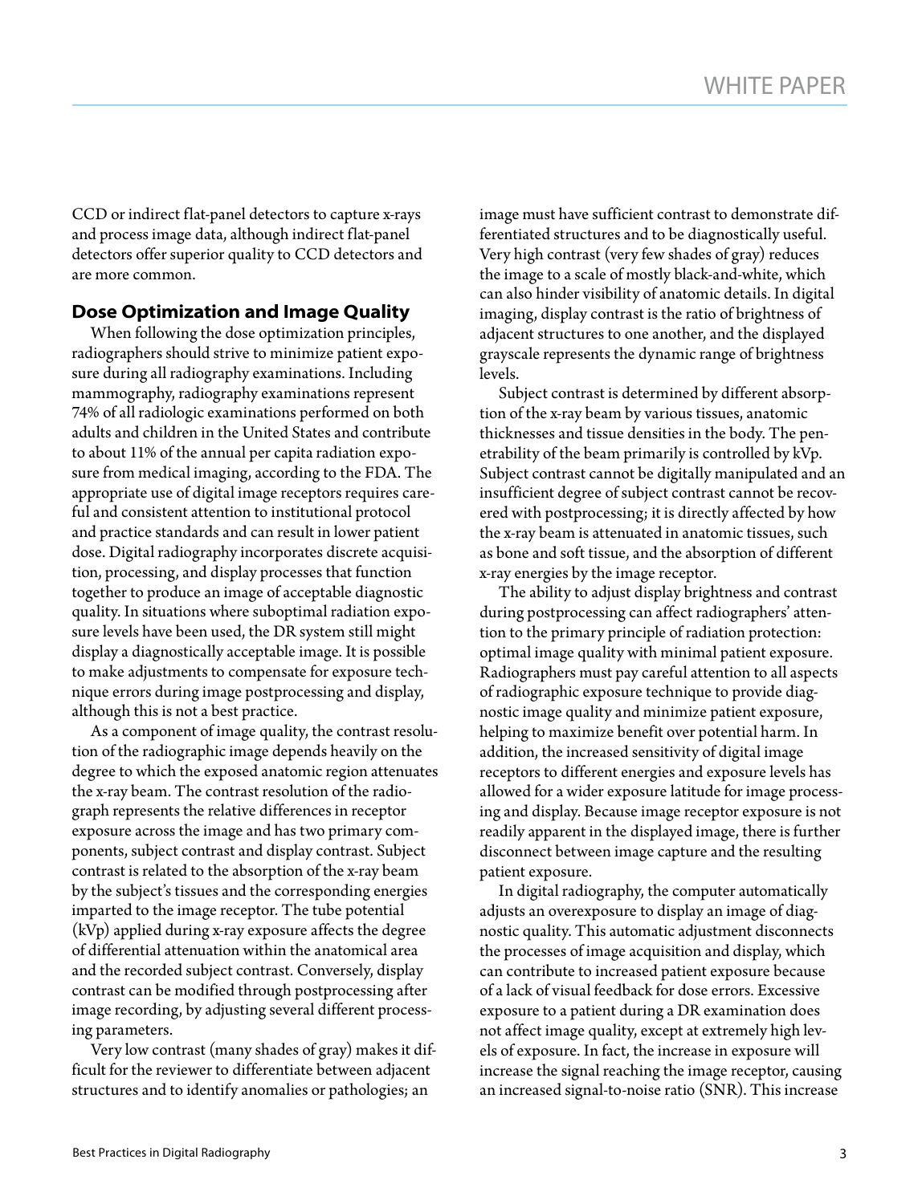CCD or indirect flat-panel detectors to capture x-rays and process image data, although indirect flat-panel detectors offer superior quality to CCD detectors and are more common.

## Dose Optimization and Image Quality

When following the dose optimization principles, radiographers should strive to minimize patient exposure during all radiography examinations. Including mammography, radiography examinations represent 74% of all radiologic examinations performed on both adults and children in the United States and contribute to about 11% of the annual per capita radiation exposure from medical imaging, according to the FDA. The appropriate use of digital image receptors requires careful and consistent attention to institutional protocol and practice standards and can result in lower patient dose. Digital radiography incorporates discrete acquisition, processing, and display processes that function together to produce an image of acceptable diagnostic quality. In situations where suboptimal radiation exposure levels have been used, the DR system still might display a diagnostically acceptable image. It is possible to make adjustments to compensate for exposure technique errors during image postprocessing and display, although this is not a best practice.

As a component of image quality, the contrast resolution of the radiographic image depends heavily on the degree to which the exposed anatomic region attenuates the x-ray beam. The contrast resolution of the radiograph represents the relative differences in receptor exposure across the image and has two primary components, subject contrast and display contrast. Subject contrast is related to the absorption of the x-ray beam by the subject's tissues and the corresponding energies imparted to the image receptor. The tube potential (kVp) applied during x-ray exposure affects the degree of differential attenuation within the anatomical area and the recorded subject contrast. Conversely, display contrast can be modified through postprocessing after image recording, by adjusting several different processing parameters.

Very low contrast (many shades of gray) makes it difficult for the reviewer to differentiate between adjacent structures and to identify anomalies or pathologies; an image must have sufficient contrast to demonstrate differentiated structures and to be diagnostically useful. Very high contrast (very few shades of gray) reduces the image to a scale of mostly black-and-white, which can also hinder visibility of anatomic details. In digital imaging, display contrast is the ratio of brightness of adjacent structures to one another, and the displayed grayscale represents the dynamic range of brightness levels.

Subject contrast is determined by different absorption of the x-ray beam by various tissues, anatomic thicknesses and tissue densities in the body. The penetrability of the beam primarily is controlled by kVp. Subject contrast cannot be digitally manipulated and an insufficient degree of subject contrast cannot be recovered with postprocessing; it is directly affected by how the x-ray beam is attenuated in anatomic tissues, such as bone and soft tissue, and the absorption of different x-ray energies by the image receptor.

The ability to adjust display brightness and contrast during postprocessing can affect radiographers' attention to the primary principle of radiation protection: optimal image quality with minimal patient exposure. Radiographers must pay careful attention to all aspects of radiographic exposure technique to provide diagnostic image quality and minimize patient exposure, helping to maximize benefit over potential harm. In addition, the increased sensitivity of digital image receptors to different energies and exposure levels has allowed for a wider exposure latitude for image processing and display. Because image receptor exposure is not readily apparent in the displayed image, there is further disconnect between image capture and the resulting patient exposure.

In digital radiography, the computer automatically adjusts an overexposure to display an image of diagnostic quality. This automatic adjustment disconnects the processes of image acquisition and display, which can contribute to increased patient exposure because of a lack of visual feedback for dose errors. Excessive exposure to a patient during a DR examination does not affect image quality, except at extremely high levels of exposure. In fact, the increase in exposure will increase the signal reaching the image receptor, causing an increased signal-to-noise ratio (SNR). This increase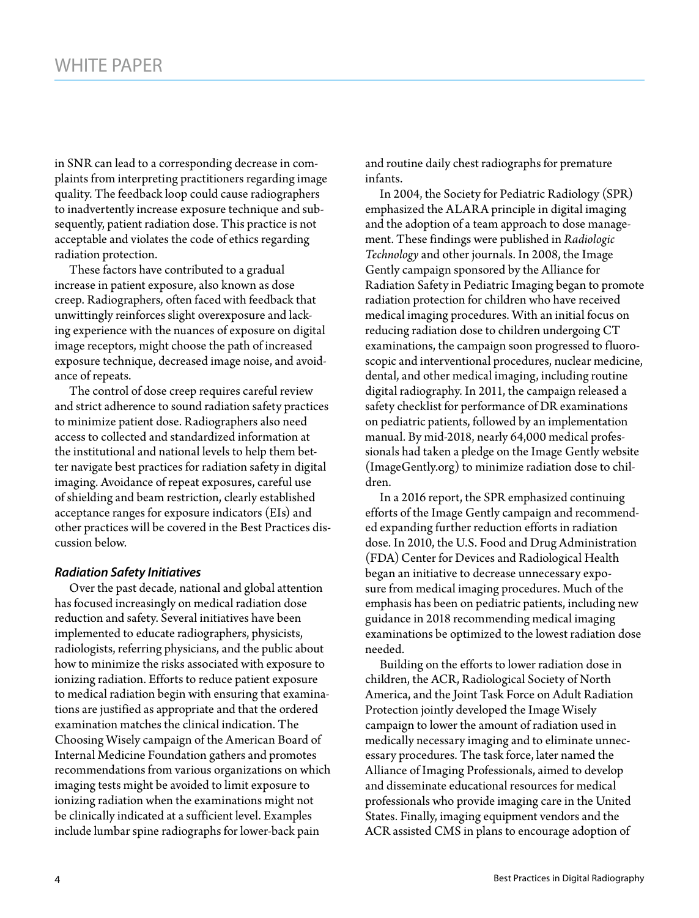in SNR can lead to a corresponding decrease in complaints from interpreting practitioners regarding image quality. The feedback loop could cause radiographers to inadvertently increase exposure technique and subsequently, patient radiation dose. This practice is not acceptable and violates the code of ethics regarding radiation protection.

These factors have contributed to a gradual increase in patient exposure, also known as dose creep. Radiographers, often faced with feedback that unwittingly reinforces slight overexposure and lacking experience with the nuances of exposure on digital image receptors, might choose the path of increased exposure technique, decreased image noise, and avoidance of repeats.

The control of dose creep requires careful review and strict adherence to sound radiation safety practices to minimize patient dose. Radiographers also need access to collected and standardized information at the institutional and national levels to help them better navigate best practices for radiation safety in digital imaging. Avoidance of repeat exposures, careful use of shielding and beam restriction, clearly established acceptance ranges for exposure indicators (EIs) and other practices will be covered in the Best Practices discussion below.

### *Radiation Safety Initiatives*

Over the past decade, national and global attention has focused increasingly on medical radiation dose reduction and safety. Several initiatives have been implemented to educate radiographers, physicists, radiologists, referring physicians, and the public about how to minimize the risks associated with exposure to ionizing radiation. Efforts to reduce patient exposure to medical radiation begin with ensuring that examinations are justified as appropriate and that the ordered examination matches the clinical indication. The Choosing Wisely campaign of the American Board of Internal Medicine Foundation gathers and promotes recommendations from various organizations on which imaging tests might be avoided to limit exposure to ionizing radiation when the examinations might not be clinically indicated at a sufficient level. Examples include lumbar spine radiographs for lower-back pain and routine daily chest radiographs for premature infants.

In 2004, the Society for Pediatric Radiology (SPR) emphasized the ALARA principle in digital imaging and the adoption of a team approach to dose management. These findings were published in *Radiologic Technology* and other journals. In 2008, the Image Gently campaign sponsored by the Alliance for Radiation Safety in Pediatric Imaging began to promote radiation protection for children who have received medical imaging procedures. With an initial focus on reducing radiation dose to children undergoing CT examinations, the campaign soon progressed to fluoroscopic and interventional procedures, nuclear medicine, dental, and other medical imaging, including routine digital radiography. In 2011, the campaign released a safety checklist for performance of DR examinations on pediatric patients, followed by an implementation manual. By mid-2018, nearly 64,000 medical professionals had taken a pledge on the Image Gently website (ImageGently.org) to minimize radiation dose to children.

In a 2016 report, the SPR emphasized continuing efforts of the Image Gently campaign and recommended expanding further reduction efforts in radiation dose. In 2010, the U.S. Food and Drug Administration (FDA) Center for Devices and Radiological Health began an initiative to decrease unnecessary exposure from medical imaging procedures. Much of the emphasis has been on pediatric patients, including new guidance in 2018 recommending medical imaging examinations be optimized to the lowest radiation dose needed.

Building on the efforts to lower radiation dose in children, the ACR, Radiological Society of North America, and the Joint Task Force on Adult Radiation Protection jointly developed the Image Wisely campaign to lower the amount of radiation used in medically necessary imaging and to eliminate unnecessary procedures. The task force, later named the Alliance of Imaging Professionals, aimed to develop and disseminate educational resources for medical professionals who provide imaging care in the United States. Finally, imaging equipment vendors and the ACR assisted CMS in plans to encourage adoption of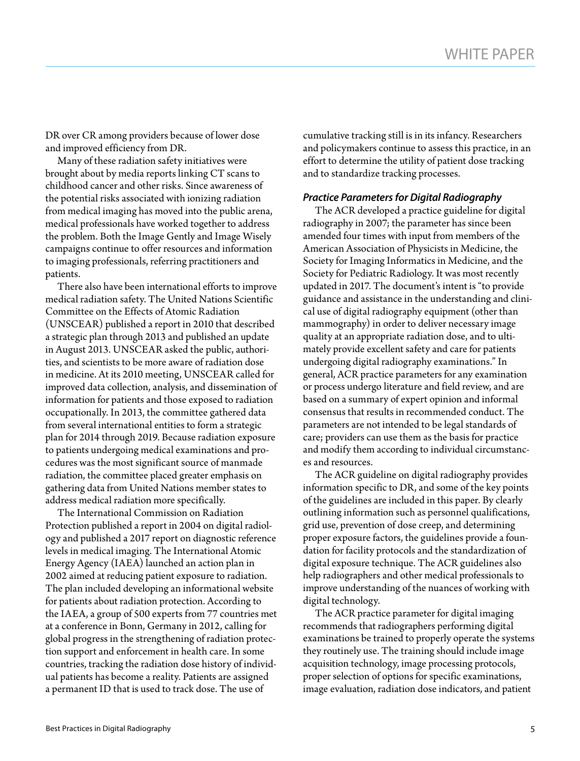DR over CR among providers because of lower dose and improved efficiency from DR.

Many of these radiation safety initiatives were brought about by media reports linking CT scans to childhood cancer and other risks. Since awareness of the potential risks associated with ionizing radiation from medical imaging has moved into the public arena, medical professionals have worked together to address the problem. Both the Image Gently and Image Wisely campaigns continue to offer resources and information to imaging professionals, referring practitioners and patients.

There also have been international efforts to improve medical radiation safety. The United Nations Scientific Committee on the Effects of Atomic Radiation (UNSCEAR) published a report in 2010 that described a strategic plan through 2013 and published an update in August 2013. UNSCEAR asked the public, authorities, and scientists to be more aware of radiation dose in medicine. At its 2010 meeting, UNSCEAR called for improved data collection, analysis, and dissemination of information for patients and those exposed to radiation occupationally. In 2013, the committee gathered data from several international entities to form a strategic plan for 2014 through 2019. Because radiation exposure to patients undergoing medical examinations and procedures was the most significant source of manmade radiation, the committee placed greater emphasis on gathering data from United Nations member states to address medical radiation more specifically.

The International Commission on Radiation Protection published a report in 2004 on digital radiology and published a 2017 report on diagnostic reference levels in medical imaging. The International Atomic Energy Agency (IAEA) launched an action plan in 2002 aimed at reducing patient exposure to radiation. The plan included developing an informational website for patients about radiation protection. According to the IAEA, a group of 500 experts from 77 countries met at a conference in Bonn, Germany in 2012, calling for global progress in the strengthening of radiation protection support and enforcement in health care. In some countries, tracking the radiation dose history of individual patients has become a reality. Patients are assigned a permanent ID that is used to track dose. The use of cumulative tracking still is in its infancy. Researchers and policymakers continue to assess this practice, in an effort to determine the utility of patient dose tracking and to standardize tracking processes.

### *Practice Parameters for Digital Radiography*

The ACR developed a practice guideline for digital radiography in 2007; the parameter has since been amended four times with input from members of the American Association of Physicists in Medicine, the Society for Imaging Informatics in Medicine, and the Society for Pediatric Radiology. It was most recently updated in 2017. The document's intent is "to provide guidance and assistance in the understanding and clinical use of digital radiography equipment (other than mammography) in order to deliver necessary image quality at an appropriate radiation dose, and to ultimately provide excellent safety and care for patients undergoing digital radiography examinations." In general, ACR practice parameters for any examination or process undergo literature and field review, and are based on a summary of expert opinion and informal consensus that results in recommended conduct. The parameters are not intended to be legal standards of care; providers can use them as the basis for practice and modify them according to individual circumstances and resources.

The ACR guideline on digital radiography provides information specific to DR, and some of the key points of the guidelines are included in this paper. By clearly outlining information such as personnel qualifications, grid use, prevention of dose creep, and determining proper exposure factors, the guidelines provide a foundation for facility protocols and the standardization of digital exposure technique. The ACR guidelines also help radiographers and other medical professionals to improve understanding of the nuances of working with digital technology.

The ACR practice parameter for digital imaging recommends that radiographers performing digital examinations be trained to properly operate the systems they routinely use. The training should include image acquisition technology, image processing protocols, proper selection of options for specific examinations, image evaluation, radiation dose indicators, and patient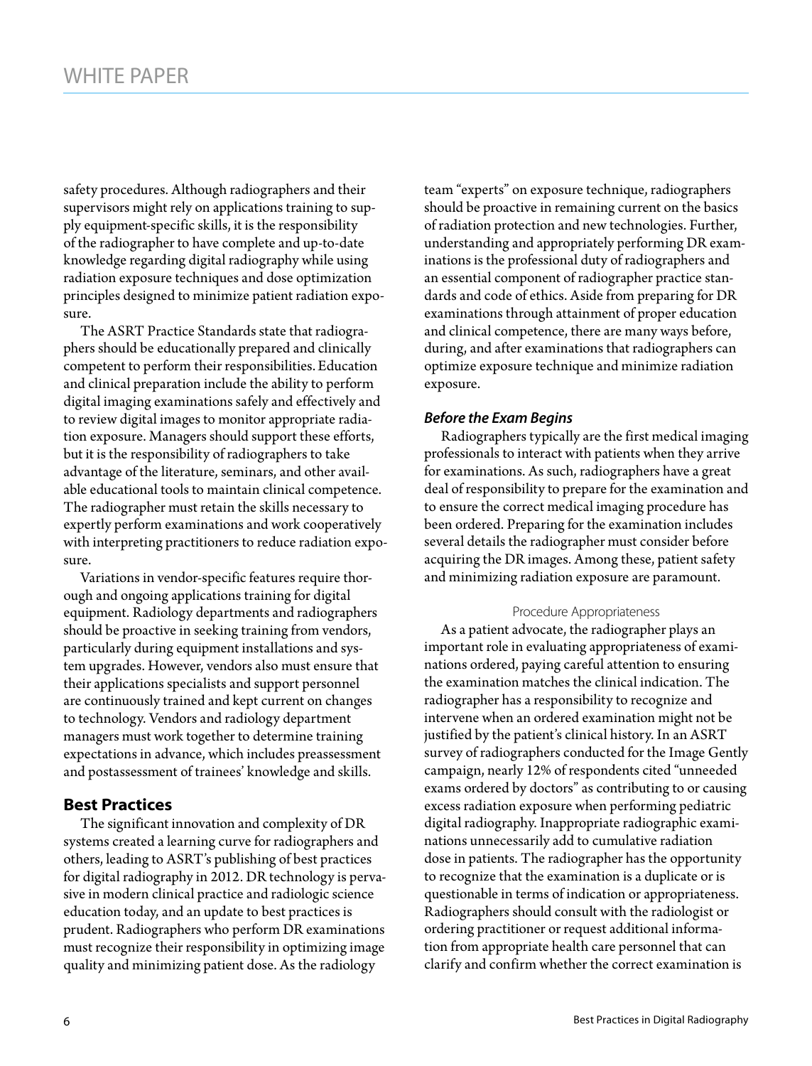safety procedures. Although radiographers and their supervisors might rely on applications training to supply equipment-specific skills, it is the responsibility of the radiographer to have complete and up-to-date knowledge regarding digital radiography while using radiation exposure techniques and dose optimization principles designed to minimize patient radiation exposure.

The ASRT Practice Standards state that radiographers should be educationally prepared and clinically competent to perform their responsibilities. Education and clinical preparation include the ability to perform digital imaging examinations safely and effectively and to review digital images to monitor appropriate radiation exposure. Managers should support these efforts, but it is the responsibility of radiographers to take advantage of the literature, seminars, and other available educational tools to maintain clinical competence. The radiographer must retain the skills necessary to expertly perform examinations and work cooperatively with interpreting practitioners to reduce radiation exposure.

Variations in vendor-specific features require thorough and ongoing applications training for digital equipment. Radiology departments and radiographers should be proactive in seeking training from vendors, particularly during equipment installations and system upgrades. However, vendors also must ensure that their applications specialists and support personnel are continuously trained and kept current on changes to technology. Vendors and radiology department managers must work together to determine training expectations in advance, which includes preassessment and postassessment of trainees' knowledge and skills.

## Best Practices

The significant innovation and complexity of DR systems created a learning curve for radiographers and others, leading to ASRT's publishing of best practices for digital radiography in 2012. DR technology is pervasive in modern clinical practice and radiologic science education today, and an update to best practices is prudent. Radiographers who perform DR examinations must recognize their responsibility in optimizing image quality and minimizing patient dose. As the radiology team "experts" on exposure technique, radiographers should be proactive in remaining current on the basics of radiation protection and new technologies. Further, understanding and appropriately performing DR examinations is the professional duty of radiographers and an essential component of radiographer practice standards and code of ethics. Aside from preparing for DR examinations through attainment of proper education and clinical competence, there are many ways before, during, and after examinations that radiographers can optimize exposure technique and minimize radiation exposure.

### *Before the Exam Begins*

Radiographers typically are the first medical imaging professionals to interact with patients when they arrive for examinations. As such, radiographers have a great deal of responsibility to prepare for the examination and to ensure the correct medical imaging procedure has been ordered. Preparing for the examination includes several details the radiographer must consider before acquiring the DR images. Among these, patient safety and minimizing radiation exposure are paramount.

#### Procedure Appropriateness

As a patient advocate, the radiographer plays an important role in evaluating appropriateness of examinations ordered, paying careful attention to ensuring the examination matches the clinical indication. The radiographer has a responsibility to recognize and intervene when an ordered examination might not be justified by the patient's clinical history. In an ASRT survey of radiographers conducted for the Image Gently campaign, nearly 12% of respondents cited "unneeded exams ordered by doctors" as contributing to or causing excess radiation exposure when performing pediatric digital radiography. Inappropriate radiographic examinations unnecessarily add to cumulative radiation dose in patients. The radiographer has the opportunity to recognize that the examination is a duplicate or is questionable in terms of indication or appropriateness. Radiographers should consult with the radiologist or ordering practitioner or request additional information from appropriate health care personnel that can clarify and confirm whether the correct examination is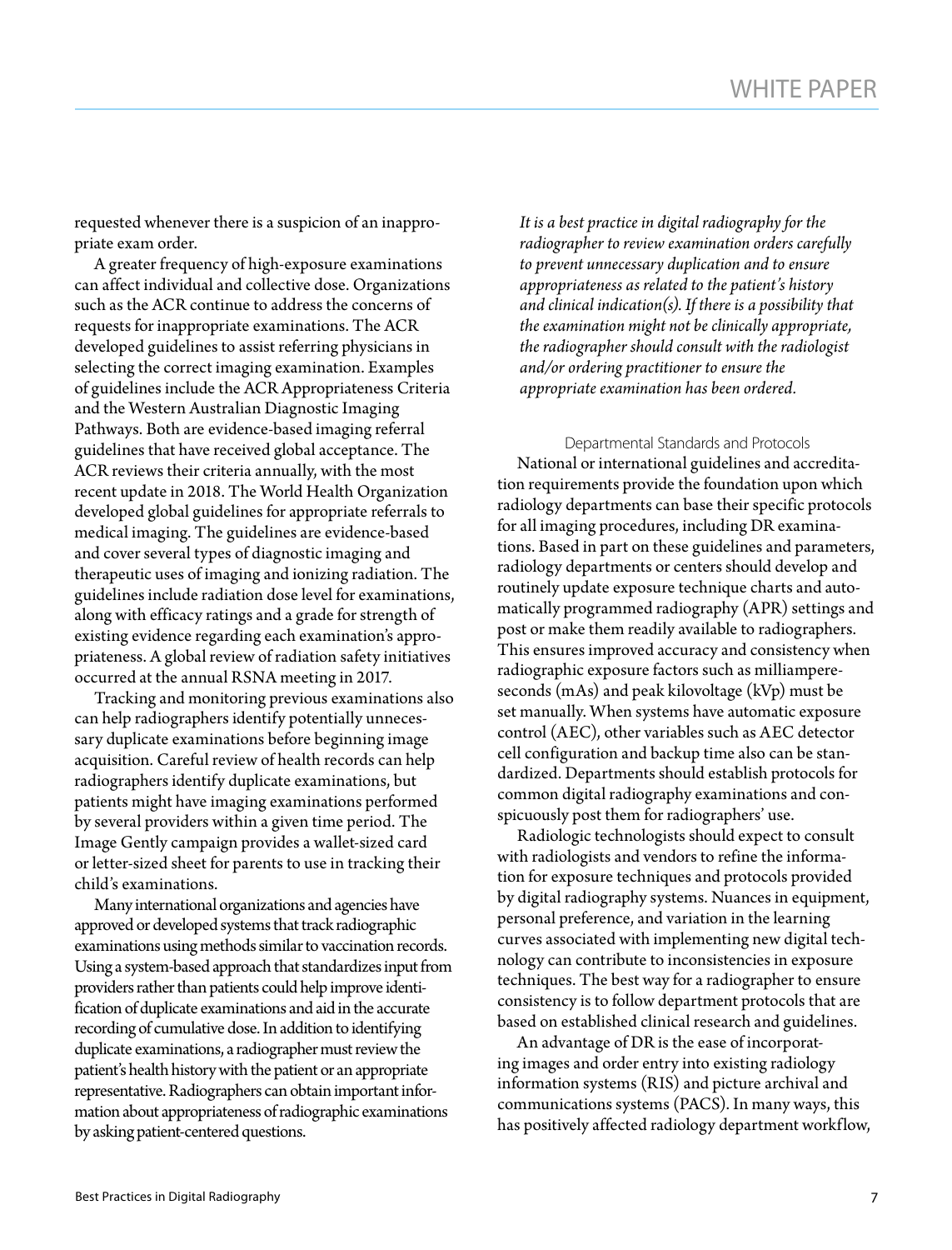requested whenever there is a suspicion of an inappropriate exam order.

A greater frequency of high-exposure examinations can affect individual and collective dose. Organizations such as the ACR continue to address the concerns of requests for inappropriate examinations. The ACR developed guidelines to assist referring physicians in selecting the correct imaging examination. Examples of guidelines include the ACR Appropriateness Criteria and the Western Australian Diagnostic Imaging Pathways. Both are evidence-based imaging referral guidelines that have received global acceptance. The ACR reviews their criteria annually, with the most recent update in 2018. The World Health Organization developed global guidelines for appropriate referrals to medical imaging. The guidelines are evidence-based and cover several types of diagnostic imaging and therapeutic uses of imaging and ionizing radiation. The guidelines include radiation dose level for examinations, along with efficacy ratings and a grade for strength of existing evidence regarding each examination's appropriateness. A global review of radiation safety initiatives occurred at the annual RSNA meeting in 2017.

Tracking and monitoring previous examinations also can help radiographers identify potentially unnecessary duplicate examinations before beginning image acquisition. Careful review of health records can help radiographers identify duplicate examinations, but patients might have imaging examinations performed by several providers within a given time period. The Image Gently campaign provides a wallet-sized card or letter-sized sheet for parents to use in tracking their child's examinations.

Many international organizations and agencies have approved or developed systems that track radiographic examinations using methods similar to vaccination records. Using a system-based approach that standardizes input from providers rather than patients could help improve identification of duplicate examinations and aid in the accurate recording of cumulative dose. In addition to identifying duplicate examinations, a radiographer must review the patient's health history with the patient or an appropriate representative. Radiographers can obtain important information about appropriateness of radiographic examinations by asking patient-centered questions.

*It is a best practice in digital radiography for the radiographer to review examination orders carefully to prevent unnecessary duplication and to ensure appropriateness as related to the patient's history and clinical indication(s). If there is a possibility that the examination might not be clinically appropriate, the radiographer should consult with the radiologist and/or ordering practitioner to ensure the appropriate examination has been ordered.*

### Departmental Standards and Protocols

National or international guidelines and accreditation requirements provide the foundation upon which radiology departments can base their specific protocols for all imaging procedures, including DR examinations. Based in part on these guidelines and parameters, radiology departments or centers should develop and routinely update exposure technique charts and automatically programmed radiography (APR) settings and post or make them readily available to radiographers. This ensures improved accuracy and consistency when radiographic exposure factors such as milliampere-seconds (mAs) and peak kilovoltage (kVp) must be set manually. When systems have automatic exposure control (AEC), other variables such as AEC detector cell configuration and backup time also can be standardized. Departments should establish protocols for common digital radiography examinations and conspicuously post them for radiographers' use.

Radiologic technologists should expect to consult with radiologists and vendors to refine the information for exposure techniques and protocols provided by digital radiography systems. Nuances in equipment, personal preference, and variation in the learning curves associated with implementing new digital technology can contribute to inconsistencies in exposure techniques. The best way for a radiographer to ensure consistency is to follow department protocols that are based on established clinical research and guidelines.

An advantage of DR is the ease of incorporating images and order entry into existing radiology information systems (RIS) and picture archival and communications systems (PACS). In many ways, this has positively affected radiology department workflow,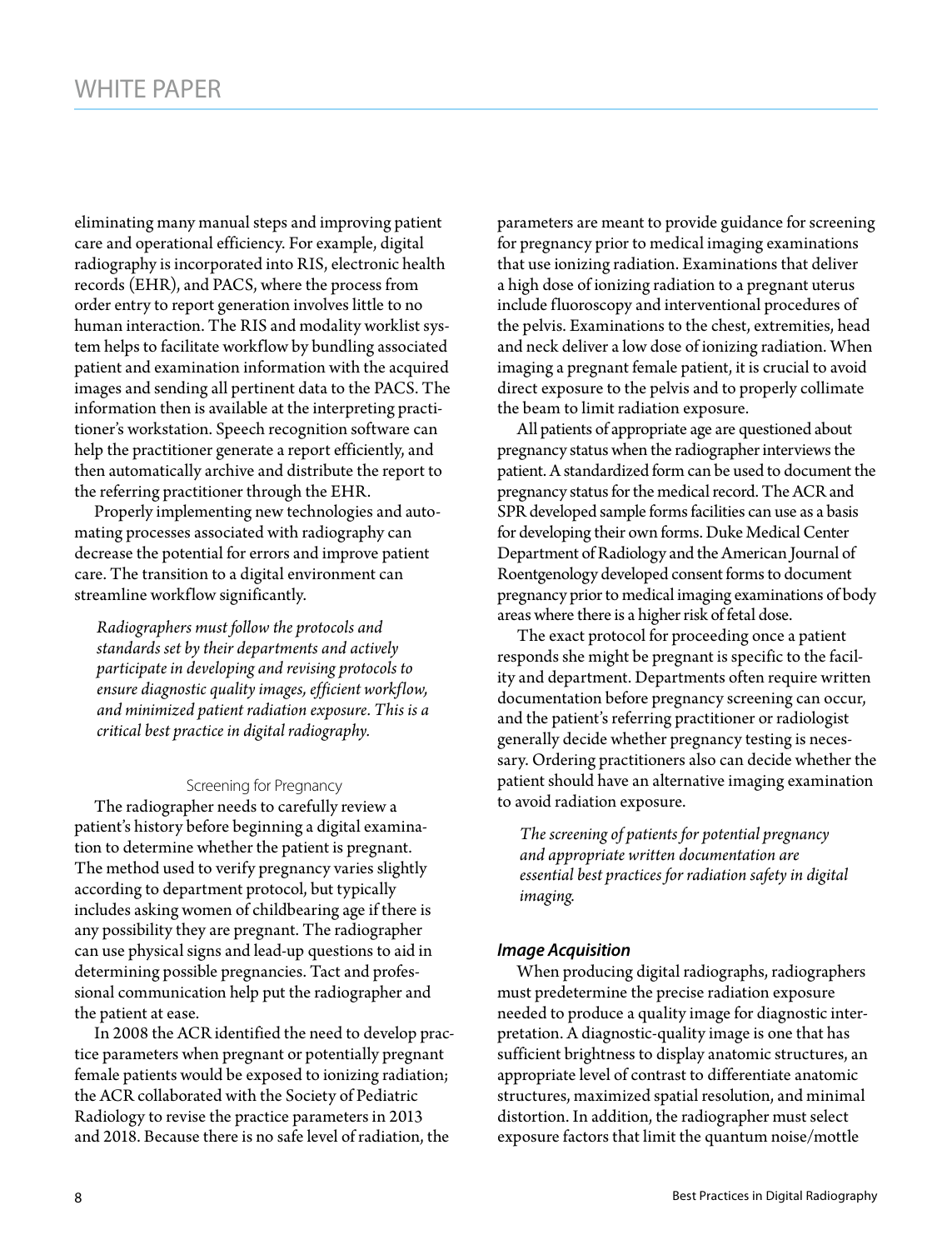eliminating many manual steps and improving patient care and operational efficiency. For example, digital radiography is incorporated into RIS, electronic health records (EHR), and PACS, where the process from order entry to report generation involves little to no human interaction. The RIS and modality worklist system helps to facilitate workflow by bundling associated patient and examination information with the acquired images and sending all pertinent data to the PACS. The information then is available at the interpreting practitioner's workstation. Speech recognition software can help the practitioner generate a report efficiently, and then automatically archive and distribute the report to the referring practitioner through the EHR.

Properly implementing new technologies and automating processes associated with radiography can decrease the potential for errors and improve patient care. The transition to a digital environment can streamline workflow significantly.

*Radiographers must follow the protocols and standards set by their departments and actively participate in developing and revising protocols to ensure diagnostic quality images, efficient workflow, and minimized patient radiation exposure. This is a critical best practice in digital radiography.*

#### Screening for Pregnancy

The radiographer needs to carefully review a patient's history before beginning a digital examination to determine whether the patient is pregnant. The method used to verify pregnancy varies slightly according to department protocol, but typically includes asking women of childbearing age if there is any possibility they are pregnant. The radiographer can use physical signs and lead-up questions to aid in determining possible pregnancies. Tact and professional communication help put the radiographer and the patient at ease.

In 2008 the ACR identified the need to develop practice parameters when pregnant or potentially pregnant female patients would be exposed to ionizing radiation; the ACR collaborated with the Society of Pediatric Radiology to revise the practice parameters in 2013 and 2018. Because there is no safe level of radiation, the parameters are meant to provide guidance for screening for pregnancy prior to medical imaging examinations that use ionizing radiation. Examinations that deliver a high dose of ionizing radiation to a pregnant uterus include fluoroscopy and interventional procedures of the pelvis. Examinations to the chest, extremities, head and neck deliver a low dose of ionizing radiation. When imaging a pregnant female patient, it is crucial to avoid direct exposure to the pelvis and to properly collimate the beam to limit radiation exposure.

All patients of appropriate age are questioned about pregnancy status when the radiographer interviews the patient. A standardized form can be used to document the pregnancy status for the medical record. The ACR and SPR developed sample forms facilities can use as a basis for developing their own forms. Duke Medical Center Department of Radiology and the American Journal of Roentgenology developed consent forms to document pregnancy prior to medical imaging examinations of body areas where there is a higher risk of fetal dose.

The exact protocol for proceeding once a patient responds she might be pregnant is specific to the facility and department. Departments often require written documentation before pregnancy screening can occur, and the patient's referring practitioner or radiologist generally decide whether pregnancy testing is necessary. Ordering practitioners also can decide whether the patient should have an alternative imaging examination to avoid radiation exposure.

*The screening of patients for potential pregnancy and appropriate written documentation are essential best practices for radiation safety in digital imaging.*

### *Image Acquisition*

When producing digital radiographs, radiographers must predetermine the precise radiation exposure needed to produce a quality image for diagnostic interpretation. A diagnostic-quality image is one that has sufficient brightness to display anatomic structures, an appropriate level of contrast to differentiate anatomic structures, maximized spatial resolution, and minimal distortion. In addition, the radiographer must select exposure factors that limit the quantum noise/mottle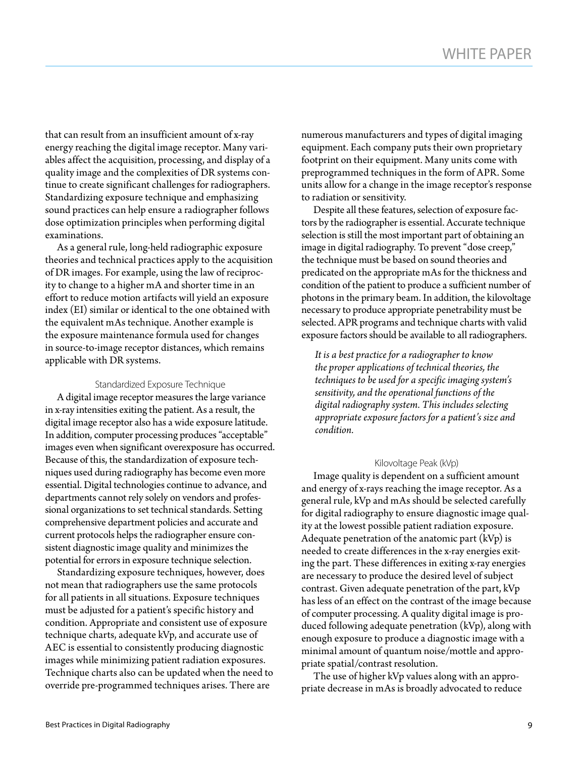that can result from an insufficient amount of x-ray energy reaching the digital image receptor. Many variables affect the acquisition, processing, and display of a quality image and the complexities of DR systems continue to create significant challenges for radiographers. Standardizing exposure technique and emphasizing sound practices can help ensure a radiographer follows dose optimization principles when performing digital examinations.

As a general rule, long-held radiographic exposure theories and technical practices apply to the acquisition of DR images. For example, using the law of reciprocity to change to a higher mA and shorter time in an effort to reduce motion artifacts will yield an exposure index (EI) similar or identical to the one obtained with the equivalent mAs technique. Another example is the exposure maintenance formula used for changes in source-to-image receptor distances, which remains applicable with DR systems.

### Standardized Exposure Technique

A digital image receptor measures the large variance in x-ray intensities exiting the patient. As a result, the digital image receptor also has a wide exposure latitude. In addition, computer processing produces "acceptable" images even when significant overexposure has occurred. Because of this, the standardization of exposure techniques used during radiography has become even more essential. Digital technologies continue to advance, and departments cannot rely solely on vendors and professional organizations to set technical standards. Setting comprehensive department policies and accurate and current protocols helps the radiographer ensure consistent diagnostic image quality and minimizes the potential for errors in exposure technique selection.

Standardizing exposure techniques, however, does not mean that radiographers use the same protocols for all patients in all situations. Exposure techniques must be adjusted for a patient's specific history and condition. Appropriate and consistent use of exposure technique charts, adequate kVp, and accurate use of AEC is essential to consistently producing diagnostic images while minimizing patient radiation exposures. Technique charts also can be updated when the need to override pre-programmed techniques arises. There are numerous manufacturers and types of digital imaging equipment. Each company puts their own proprietary footprint on their equipment. Many units come with preprogrammed techniques in the form of APR. Some units allow for a change in the image receptor's response to radiation or sensitivity.

Despite all these features, selection of exposure factors by the radiographer is essential. Accurate technique selection is still the most important part of obtaining an image in digital radiography. To prevent "dose creep," the technique must be based on sound theories and predicated on the appropriate mAs for the thickness and condition of the patient to produce a sufficient number of photons in the primary beam. In addition, the kilovoltage necessary to produce appropriate penetrability must be selected. APR programs and technique charts with valid exposure factors should be available to all radiographers.

*It is a best practice for a radiographer to know the proper applications of technical theories, the techniques to be used for a specific imaging system's sensitivity, and the operational functions of the digital radiography system. This includes selecting appropriate exposure factors for a patient's size and condition.*

### Kilovoltage Peak (kVp)

Image quality is dependent on a sufficient amount and energy of x-rays reaching the image receptor. As a general rule, kVp and mAs should be selected carefully for digital radiography to ensure diagnostic image quality at the lowest possible patient radiation exposure. Adequate penetration of the anatomic part (kVp) is needed to create differences in the x-ray energies exiting the part. These differences in exiting x-ray energies are necessary to produce the desired level of subject contrast. Given adequate penetration of the part, kVp has less of an effect on the contrast of the image because of computer processing. A quality digital image is produced following adequate penetration (kVp), along with enough exposure to produce a diagnostic image with a minimal amount of quantum noise/mottle and appropriate spatial/contrast resolution.

The use of higher kVp values along with an appropriate decrease in mAs is broadly advocated to reduce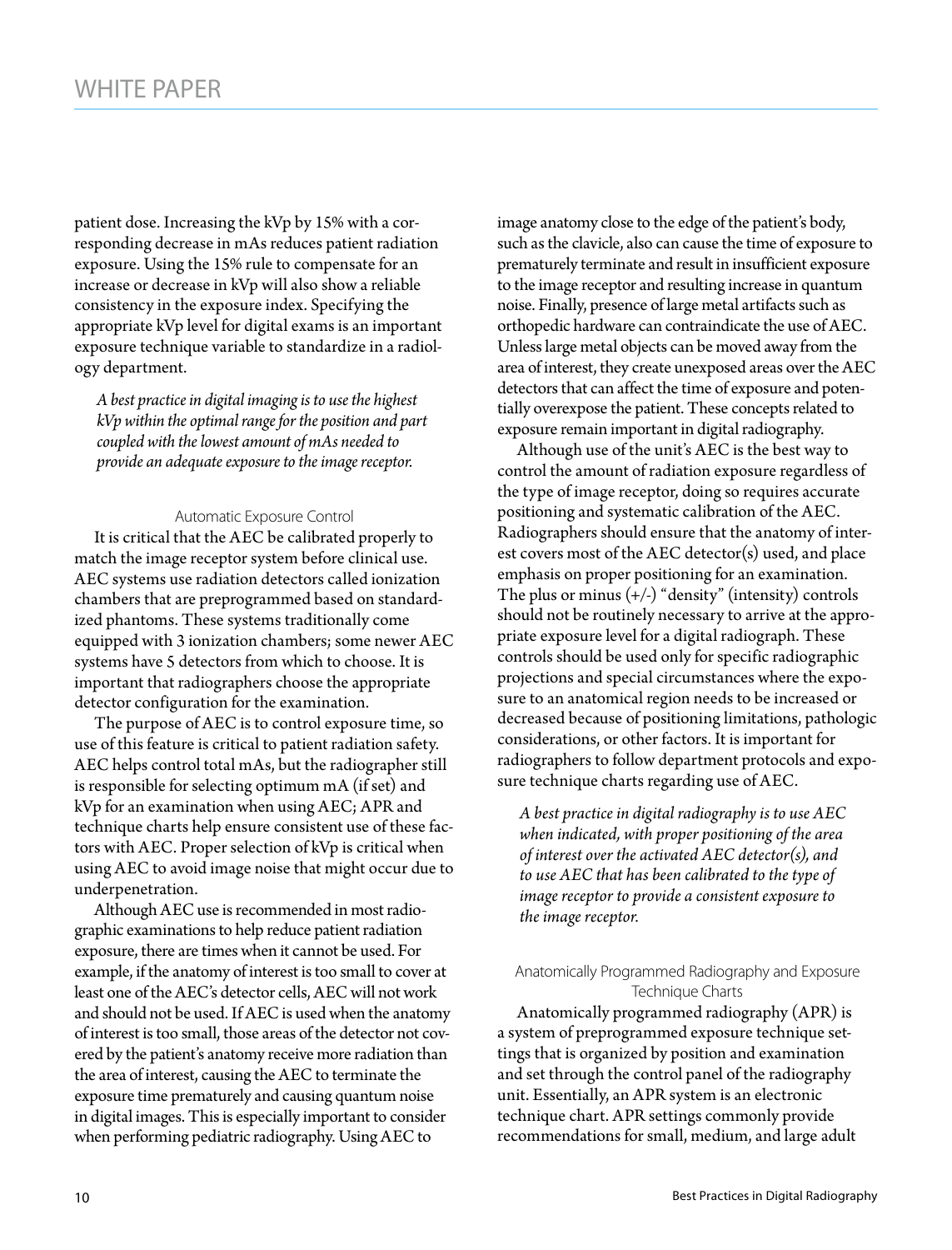patient dose. Increasing the kVp by 15% with a corresponding decrease in mAs reduces patient radiation exposure. Using the 15% rule to compensate for an increase or decrease in kVp will also show a reliable consistency in the exposure index. Specifying the appropriate kVp level for digital exams is an important exposure technique variable to standardize in a radiology department.

*A best practice in digital imaging is to use the highest kVp within the optimal range for the position and part coupled with the lowest amount of mAs needed to provide an adequate exposure to the image receptor.*

### Automatic Exposure Control

It is critical that the AEC be calibrated properly to match the image receptor system before clinical use. AEC systems use radiation detectors called ionization chambers that are preprogrammed based on standardized phantoms. These systems traditionally come equipped with 3 ionization chambers; some newer AEC systems have 5 detectors from which to choose. It is important that radiographers choose the appropriate detector configuration for the examination.

The purpose of AEC is to control exposure time, so use of this feature is critical to patient radiation safety. AEC helps control total mAs, but the radiographer still is responsible for selecting optimum mA (if set) and kVp for an examination when using AEC; APR and technique charts help ensure consistent use of these factors with AEC. Proper selection of kVp is critical when using AEC to avoid image noise that might occur due to underpenetration.

Although AEC use is recommended in most radiographic examinations to help reduce patient radiation exposure, there are times when it cannot be used. For example, if the anatomy of interest is too small to cover at least one of the AEC's detector cells, AEC will not work and should not be used. If AEC is used when the anatomy of interest is too small, those areas of the detector not covered by the patient's anatomy receive more radiation than the area of interest, causing the AEC to terminate the exposure time prematurely and causing quantum noise in digital images. This is especially important to consider when performing pediatric radiography. Using AEC to image anatomy close to the edge of the patient's body, such as the clavicle, also can cause the time of exposure to prematurely terminate and result in insufficient exposure to the image receptor and resulting increase in quantum noise. Finally, presence of large metal artifacts such as orthopedic hardware can contraindicate the use of AEC. Unless large metal objects can be moved away from the area of interest, they create unexposed areas over the AEC detectors that can affect the time of exposure and potentially overexpose the patient. These concepts related to exposure remain important in digital radiography.

Although use of the unit's AEC is the best way to control the amount of radiation exposure regardless of the type of image receptor, doing so requires accurate positioning and systematic calibration of the AEC. Radiographers should ensure that the anatomy of interest covers most of the AEC detector(s) used, and place emphasis on proper positioning for an examination. The plus or minus (+/-) "density" (intensity) controls should not be routinely necessary to arrive at the appropriate exposure level for a digital radiograph. These controls should be used only for specific radiographic projections and special circumstances where the exposure to an anatomical region needs to be increased or decreased because of positioning limitations, pathologic considerations, or other factors. It is important for radiographers to follow department protocols and exposure technique charts regarding use of AEC.

*A best practice in digital radiography is to use AEC when indicated, with proper positioning of the area of interest over the activated AEC detector(s), and to use AEC that has been calibrated to the type of image receptor to provide a consistent exposure to the image receptor.*

### Anatomically Programmed Radiography and Exposure Technique Charts

Anatomically programmed radiography (APR) is a system of preprogrammed exposure technique settings that is organized by position and examination and set through the control panel of the radiography unit. Essentially, an APR system is an electronic technique chart. APR settings commonly provide recommendations for small, medium, and large adult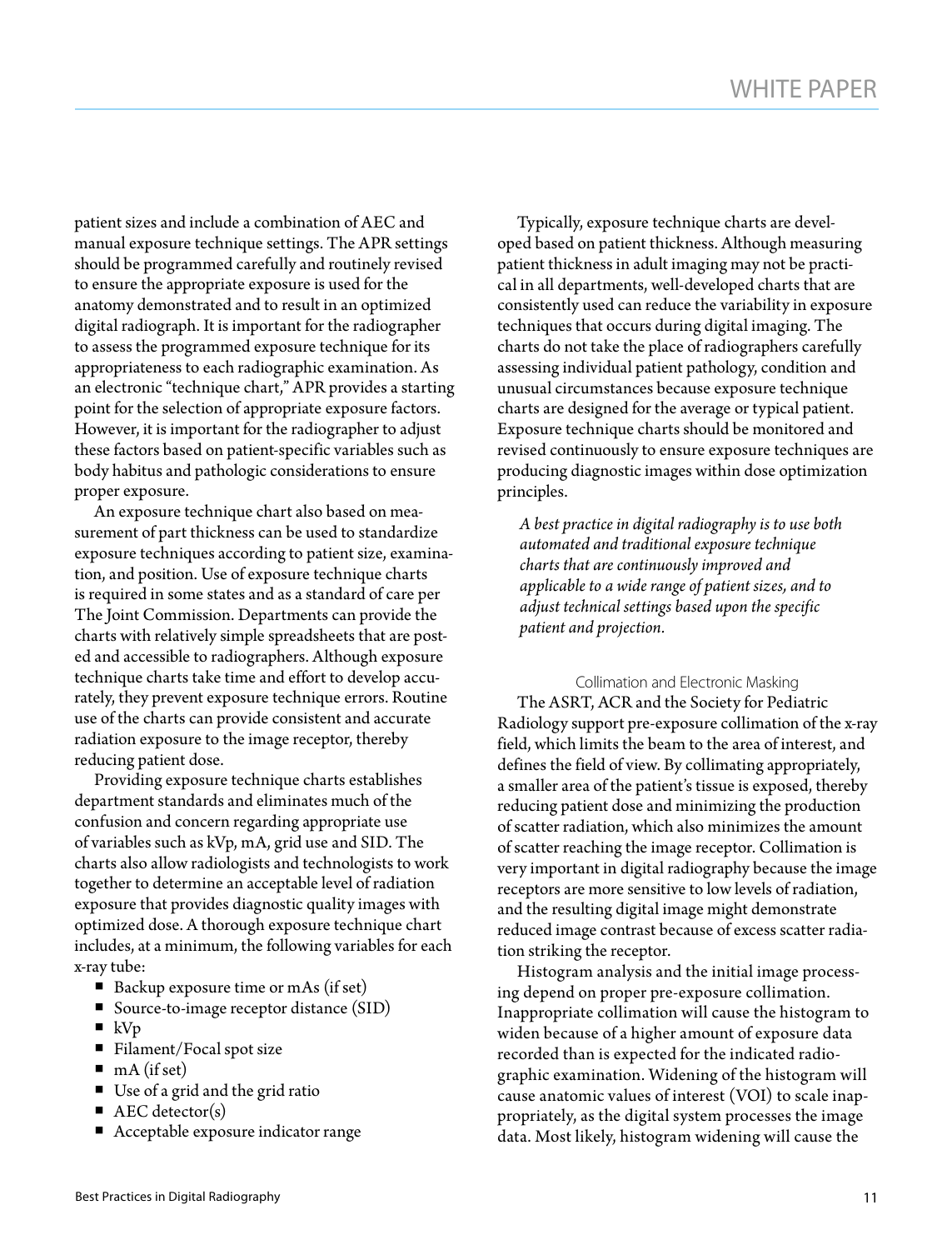patient sizes and include a combination of AEC and manual exposure technique settings. The APR settings should be programmed carefully and routinely revised to ensure the appropriate exposure is used for the anatomy demonstrated and to result in an optimized digital radiograph. It is important for the radiographer to assess the programmed exposure technique for its appropriateness to each radiographic examination. As an electronic "technique chart," APR provides a starting point for the selection of appropriate exposure factors. However, it is important for the radiographer to adjust these factors based on patient-specific variables such as body habitus and pathologic considerations to ensure proper exposure.

An exposure technique chart also based on measurement of part thickness can be used to standardize exposure techniques according to patient size, examination, and position. Use of exposure technique charts is required in some states and as a standard of care per The Joint Commission. Departments can provide the charts with relatively simple spreadsheets that are posted and accessible to radiographers. Although exposure technique charts take time and effort to develop accurately, they prevent exposure technique errors. Routine use of the charts can provide consistent and accurate radiation exposure to the image receptor, thereby reducing patient dose.

Providing exposure technique charts establishes department standards and eliminates much of the confusion and concern regarding appropriate use of variables such as kVp, mA, grid use and SID. The charts also allow radiologists and technologists to work together to determine an acceptable level of radiation exposure that provides diagnostic quality images with optimized dose. A thorough exposure technique chart includes, at a minimum, the following variables for each x-ray tube:

- Backup exposure time or mAs (if set)
- Source-to-image receptor distance (SID)
- kVp
- Filament/Focal spot size
- mA (if set)
- Use of a grid and the grid ratio
- AEC detector(s)
- Acceptable exposure indicator range

Typically, exposure technique charts are developed based on patient thickness. Although measuring patient thickness in adult imaging may not be practical in all departments, well-developed charts that are consistently used can reduce the variability in exposure techniques that occurs during digital imaging. The charts do not take the place of radiographers carefully assessing individual patient pathology, condition and unusual circumstances because exposure technique charts are designed for the average or typical patient. Exposure technique charts should be monitored and revised continuously to ensure exposure techniques are producing diagnostic images within dose optimization principles.

*A best practice in digital radiography is to use both automated and traditional exposure technique charts that are continuously improved and applicable to a wide range of patient sizes, and to adjust technical settings based upon the specific patient and projection.*

### Collimation and Electronic Masking

The ASRT, ACR and the Society for Pediatric Radiology support pre-exposure collimation of the x-ray field, which limits the beam to the area of interest, and defines the field of view. By collimating appropriately, a smaller area of the patient's tissue is exposed, thereby reducing patient dose and minimizing the production of scatter radiation, which also minimizes the amount of scatter reaching the image receptor. Collimation is very important in digital radiography because the image receptors are more sensitive to low levels of radiation, and the resulting digital image might demonstrate reduced image contrast because of excess scatter radiation striking the receptor.

Histogram analysis and the initial image processing depend on proper pre-exposure collimation. Inappropriate collimation will cause the histogram to widen because of a higher amount of exposure data recorded than is expected for the indicated radiographic examination. Widening of the histogram will cause anatomic values of interest (VOI) to scale inappropriately, as the digital system processes the image data. Most likely, histogram widening will cause the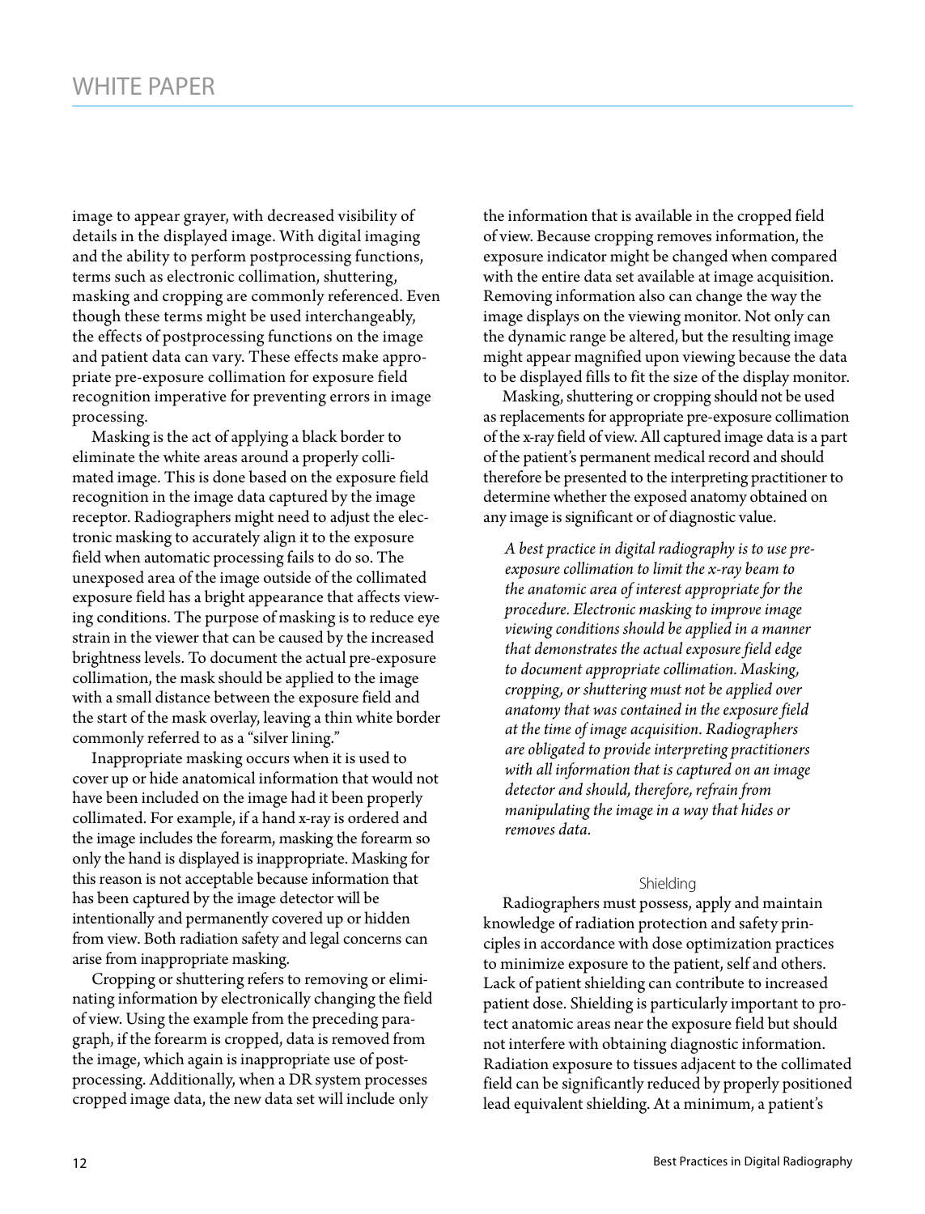image to appear grayer, with decreased visibility of details in the displayed image. With digital imaging and the ability to perform postprocessing functions, terms such as electronic collimation, shuttering, masking and cropping are commonly referenced. Even though these terms might be used interchangeably, the effects of postprocessing functions on the image and patient data can vary. These effects make appropriate pre-exposure collimation for exposure field recognition imperative for preventing errors in image processing.

Masking is the act of applying a black border to eliminate the white areas around a properly collimated image. This is done based on the exposure field recognition in the image data captured by the image receptor. Radiographers might need to adjust the electronic masking to accurately align it to the exposure field when automatic processing fails to do so. The unexposed area of the image outside of the collimated exposure field has a bright appearance that affects viewing conditions. The purpose of masking is to reduce eye strain in the viewer that can be caused by the increased brightness levels. To document the actual pre-exposure collimation, the mask should be applied to the image with a small distance between the exposure field and the start of the mask overlay, leaving a thin white border commonly referred to as a "silver lining."

Inappropriate masking occurs when it is used to cover up or hide anatomical information that would not have been included on the image had it been properly collimated. For example, if a hand x-ray is ordered and the image includes the forearm, masking the forearm so only the hand is displayed is inappropriate. Masking for this reason is not acceptable because information that has been captured by the image detector will be intentionally and permanently covered up or hidden from view. Both radiation safety and legal concerns can arise from inappropriate masking.

Cropping or shuttering refers to removing or eliminating information by electronically changing the field of view. Using the example from the preceding paragraph, if the forearm is cropped, data is removed from the image, which again is inappropriate use of postprocessing. Additionally, when a DR system processes cropped image data, the new data set will include only the information that is available in the cropped field of view. Because cropping removes information, the exposure indicator might be changed when compared with the entire data set available at image acquisition. Removing information also can change the way the image displays on the viewing monitor. Not only can the dynamic range be altered, but the resulting image might appear magnified upon viewing because the data to be displayed fills to fit the size of the display monitor.

Masking, shuttering or cropping should not be used as replacements for appropriate pre-exposure collimation of the x-ray field of view. All captured image data is a part of the patient's permanent medical record and should therefore be presented to the interpreting practitioner to determine whether the exposed anatomy obtained on any image is significant or of diagnostic value.

> *A best practice in digital radiography is to use pre-exposure collimation to limit the x-ray beam to the anatomic area of interest appropriate for the procedure. Electronic masking to improve image viewing conditions should be applied in a manner that demonstrates the actual exposure field edge to document appropriate collimation. Masking, cropping, or shuttering must not be applied over anatomy that was contained in the exposure field at the time of image acquisition. Radiographers are obligated to provide interpreting practitioners with all information that is captured on an image detector and should, therefore, refrain from manipulating the image in a way that hides or removes data.*

### Shielding

Radiographers must possess, apply and maintain knowledge of radiation protection and safety principles in accordance with dose optimization practices to minimize exposure to the patient, self and others. Lack of patient shielding can contribute to increased patient dose. Shielding is particularly important to protect anatomic areas near the exposure field but should not interfere with obtaining diagnostic information. Radiation exposure to tissues adjacent to the collimated field can be significantly reduced by properly positioned lead equivalent shielding. At a minimum, a patient's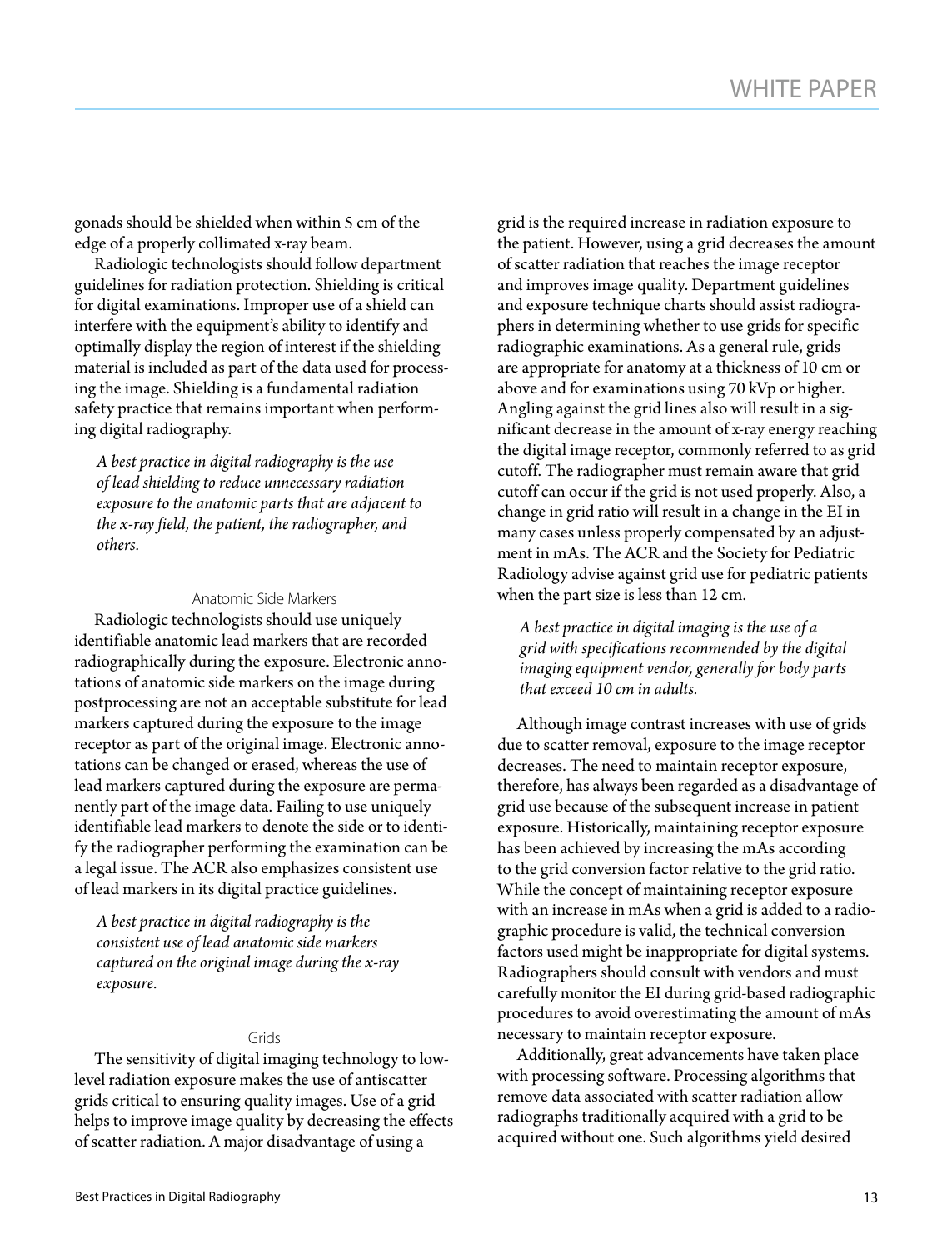gonads should be shielded when within 5 cm of the edge of a properly collimated x-ray beam.

Radiologic technologists should follow department guidelines for radiation protection. Shielding is critical for digital examinations. Improper use of a shield can interfere with the equipment's ability to identify and optimally display the region of interest if the shielding material is included as part of the data used for processing the image. Shielding is a fundamental radiation safety practice that remains important when performing digital radiography.

*A best practice in digital radiography is the use of lead shielding to reduce unnecessary radiation exposure to the anatomic parts that are adjacent to the x-ray field, the patient, the radiographer, and others.*

### Anatomic Side Markers

Radiologic technologists should use uniquely identifiable anatomic lead markers that are recorded radiographically during the exposure. Electronic annotations of anatomic side markers on the image during postprocessing are not an acceptable substitute for lead markers captured during the exposure to the image receptor as part of the original image. Electronic annotations can be changed or erased, whereas the use of lead markers captured during the exposure are permanently part of the image data. Failing to use uniquely identifiable lead markers to denote the side or to identify the radiographer performing the examination can be a legal issue. The ACR also emphasizes consistent use of lead markers in its digital practice guidelines.

*A best practice in digital radiography is the consistent use of lead anatomic side markers captured on the original image during the x-ray exposure.*

### Grids

The sensitivity of digital imaging technology to low-level radiation exposure makes the use of antiscatter grids critical to ensuring quality images. Use of a grid helps to improve image quality by decreasing the effects of scatter radiation. A major disadvantage of using a grid is the required increase in radiation exposure to the patient. However, using a grid decreases the amount of scatter radiation that reaches the image receptor and improves image quality. Department guidelines and exposure technique charts should assist radiographers in determining whether to use grids for specific radiographic examinations. As a general rule, grids are appropriate for anatomy at a thickness of 10 cm or above and for examinations using 70 kVp or higher. Angling against the grid lines also will result in a significant decrease in the amount of x-ray energy reaching the digital image receptor, commonly referred to as grid cutoff. The radiographer must remain aware that grid cutoff can occur if the grid is not used properly. Also, a change in grid ratio will result in a change in the EI in many cases unless properly compensated by an adjustment in mAs. The ACR and the Society for Pediatric Radiology advise against grid use for pediatric patients when the part size is less than 12 cm.

*A best practice in digital imaging is the use of a grid with specifications recommended by the digital imaging equipment vendor, generally for body parts that exceed 10 cm in adults.*

Although image contrast increases with use of grids due to scatter removal, exposure to the image receptor decreases. The need to maintain receptor exposure, therefore, has always been regarded as a disadvantage of grid use because of the subsequent increase in patient exposure. Historically, maintaining receptor exposure has been achieved by increasing the mAs according to the grid conversion factor relative to the grid ratio. While the concept of maintaining receptor exposure with an increase in mAs when a grid is added to a radiographic procedure is valid, the technical conversion factors used might be inappropriate for digital systems. Radiographers should consult with vendors and must carefully monitor the EI during grid-based radiographic procedures to avoid overestimating the amount of mAs necessary to maintain receptor exposure.

Additionally, great advancements have taken place with processing software. Processing algorithms that remove data associated with scatter radiation allow radiographs traditionally acquired with a grid to be acquired without one. Such algorithms yield desired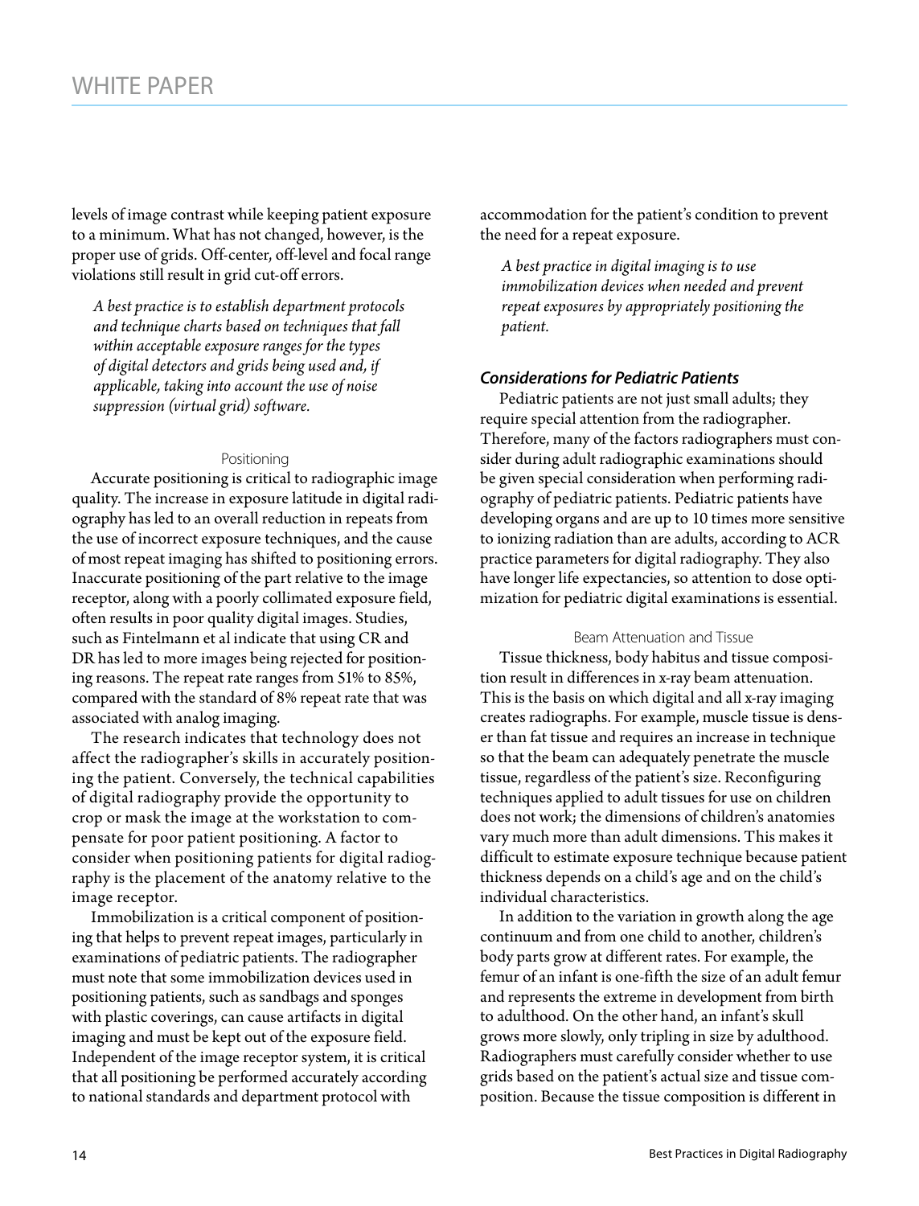levels of image contrast while keeping patient exposure to a minimum. What has not changed, however, is the proper use of grids. Off-center, off-level and focal range violations still result in grid cut-off errors.

*A best practice is to establish department protocols and technique charts based on techniques that fall within acceptable exposure ranges for the types of digital detectors and grids being used and, if applicable, taking into account the use of noise suppression (virtual grid) software.*

#### Positioning

Accurate positioning is critical to radiographic image quality. The increase in exposure latitude in digital radiography has led to an overall reduction in repeats from the use of incorrect exposure techniques, and the cause of most repeat imaging has shifted to positioning errors. Inaccurate positioning of the part relative to the image receptor, along with a poorly collimated exposure field, often results in poor quality digital images. Studies, such as Fintelmann et al indicate that using CR and DR has led to more images being rejected for positioning reasons. The repeat rate ranges from 51% to 85%, compared with the standard of 8% repeat rate that was associated with analog imaging.

The research indicates that technology does not affect the radiographer's skills in accurately positioning the patient. Conversely, the technical capabilities of digital radiography provide the opportunity to crop or mask the image at the workstation to compensate for poor patient positioning. A factor to consider when positioning patients for digital radiography is the placement of the anatomy relative to the image receptor.

Immobilization is a critical component of positioning that helps to prevent repeat images, particularly in examinations of pediatric patients. The radiographer must note that some immobilization devices used in positioning patients, such as sandbags and sponges with plastic coverings, can cause artifacts in digital imaging and must be kept out of the exposure field. Independent of the image receptor system, it is critical that all positioning be performed accurately according to national standards and department protocol with accommodation for the patient's condition to prevent the need for a repeat exposure.

*A best practice in digital imaging is to use immobilization devices when needed and prevent repeat exposures by appropriately positioning the patient.*

### *Considerations for Pediatric Patients*

Pediatric patients are not just small adults; they require special attention from the radiographer. Therefore, many of the factors radiographers must consider during adult radiographic examinations should be given special consideration when performing radiography of pediatric patients. Pediatric patients have developing organs and are up to 10 times more sensitive to ionizing radiation than are adults, according to ACR practice parameters for digital radiography. They also have longer life expectancies, so attention to dose optimization for pediatric digital examinations is essential.

#### Beam Attenuation and Tissue

Tissue thickness, body habitus and tissue composition result in differences in x-ray beam attenuation. This is the basis on which digital and all x-ray imaging creates radiographs. For example, muscle tissue is denser than fat tissue and requires an increase in technique so that the beam can adequately penetrate the muscle tissue, regardless of the patient's size. Reconfiguring techniques applied to adult tissues for use on children does not work; the dimensions of children's anatomies vary much more than adult dimensions. This makes it difficult to estimate exposure technique because patient thickness depends on a child's age and on the child's individual characteristics.

In addition to the variation in growth along the age continuum and from one child to another, children's body parts grow at different rates. For example, the femur of an infant is one-fifth the size of an adult femur and represents the extreme in development from birth to adulthood. On the other hand, an infant's skull grows more slowly, only tripling in size by adulthood. Radiographers must carefully consider whether to use grids based on the patient's actual size and tissue composition. Because the tissue composition is different in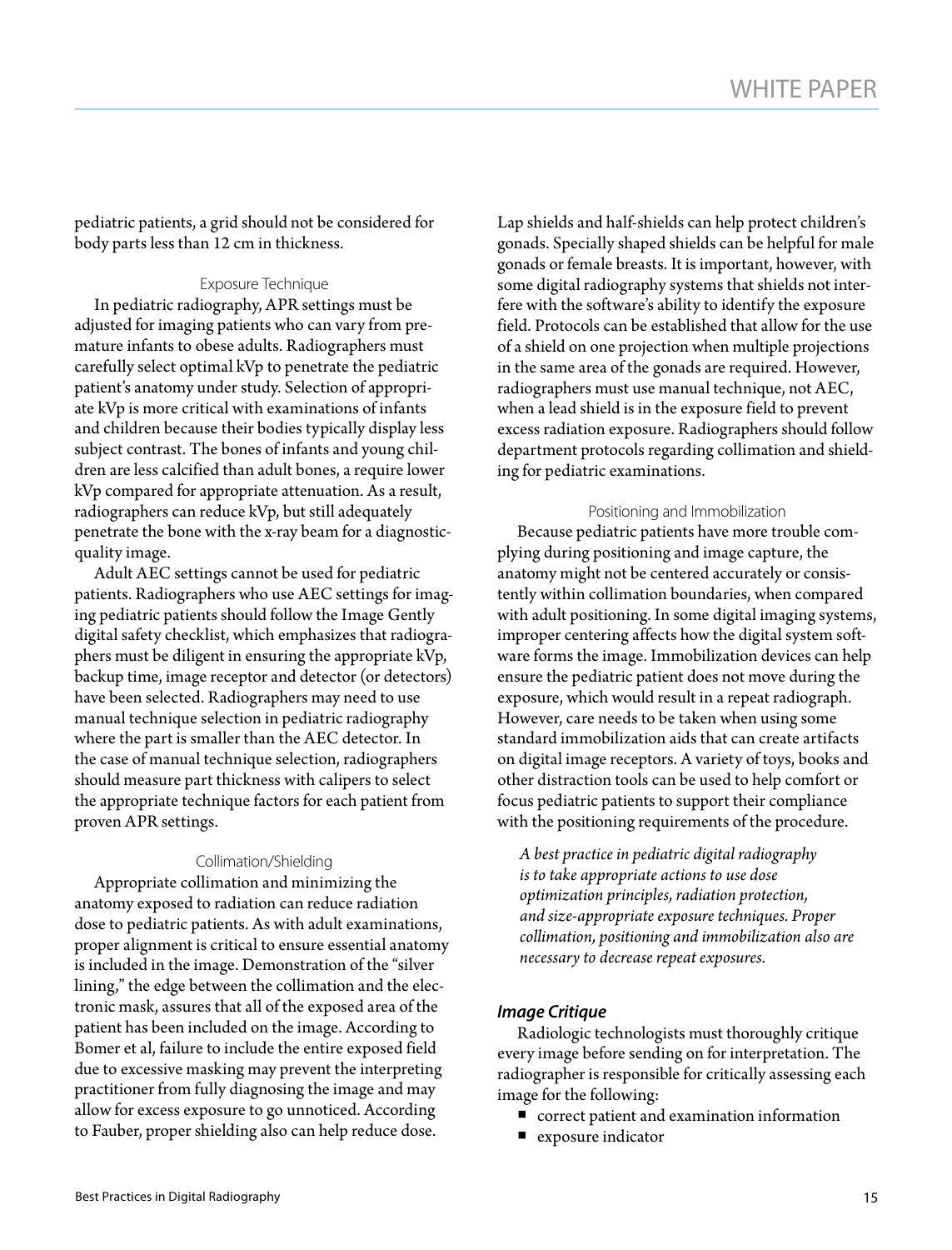pediatric patients, a grid should not be considered for body parts less than 12 cm in thickness.

#### Exposure Technique

In pediatric radiography, APR settings must be adjusted for imaging patients who can vary from premature infants to obese adults. Radiographers must carefully select optimal kVp to penetrate the pediatric patient's anatomy under study. Selection of appropriate kVp is more critical with examinations of infants and children because their bodies typically display less subject contrast. The bones of infants and young children are less calcified than adult bones, a require lower kVp compared for appropriate attenuation. As a result, radiographers can reduce kVp, but still adequately penetrate the bone with the x-ray beam for a diagnostic-quality image.

Adult AEC settings cannot be used for pediatric patients. Radiographers who use AEC settings for imaging pediatric patients should follow the Image Gently digital safety checklist, which emphasizes that radiographers must be diligent in ensuring the appropriate kVp, backup time, image receptor and detector (or detectors) have been selected. Radiographers may need to use manual technique selection in pediatric radiography where the part is smaller than the AEC detector. In the case of manual technique selection, radiographers should measure part thickness with calipers to select the appropriate technique factors for each patient from proven APR settings.

#### Collimation/Shielding

Appropriate collimation and minimizing the anatomy exposed to radiation can reduce radiation dose to pediatric patients. As with adult examinations, proper alignment is critical to ensure essential anatomy is included in the image. Demonstration of the "silver lining," the edge between the collimation and the electronic mask, assures that all of the exposed area of the patient has been included on the image. According to Bomer et al, failure to include the entire exposed field due to excessive masking may prevent the interpreting practitioner from fully diagnosing the image and may allow for excess exposure to go unnoticed. According to Fauber, proper shielding also can help reduce dose.

Lap shields and half-shields can help protect children's gonads. Specially shaped shields can be helpful for male gonads or female breasts. It is important, however, with some digital radiography systems that shields not interfere with the software's ability to identify the exposure field. Protocols can be established that allow for the use of a shield on one projection when multiple projections in the same area of the gonads are required. However, radiographers must use manual technique, not AEC, when a lead shield is in the exposure field to prevent excess radiation exposure. Radiographers should follow department protocols regarding collimation and shielding for pediatric examinations.

#### Positioning and Immobilization

Because pediatric patients have more trouble complying during positioning and image capture, the anatomy might not be centered accurately or consistently within collimation boundaries, when compared with adult positioning. In some digital imaging systems, improper centering affects how the digital system software forms the image. Immobilization devices can help ensure the pediatric patient does not move during the exposure, which would result in a repeat radiograph. However, care needs to be taken when using some standard immobilization aids that can create artifacts on digital image receptors. A variety of toys, books and other distraction tools can be used to help comfort or focus pediatric patients to support their compliance with the positioning requirements of the procedure.

*A best practice in pediatric digital radiography is to take appropriate actions to use dose optimization principles, radiation protection, and size-appropriate exposure techniques. Proper collimation, positioning and immobilization also are necessary to decrease repeat exposures.*

### *Image Critique*

Radiologic technologists must thoroughly critique every image before sending on for interpretation. The radiographer is responsible for critically assessing each image for the following:

- correct patient and examination information
- exposure indicator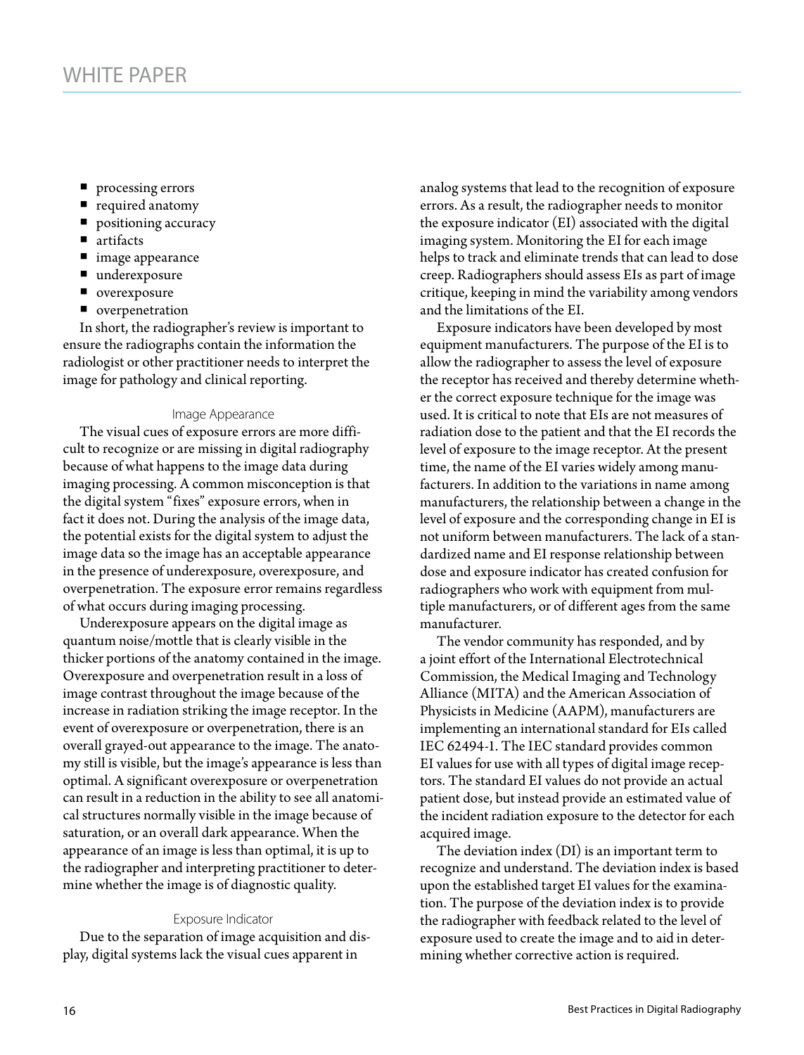- processing errors
- required anatomy
- positioning accuracy
- artifacts
- image appearance
- underexposure
- overexposure
- overpenetration

In short, the radiographer's review is important to ensure the radiographs contain the information the radiologist or other practitioner needs to interpret the image for pathology and clinical reporting.

### Image Appearance

The visual cues of exposure errors are more difficult to recognize or are missing in digital radiography because of what happens to the image data during imaging processing. A common misconception is that the digital system "fixes" exposure errors, when in fact it does not. During the analysis of the image data, the potential exists for the digital system to adjust the image data so the image has an acceptable appearance in the presence of underexposure, overexposure, and overpenetration. The exposure error remains regardless of what occurs during imaging processing.

Underexposure appears on the digital image as quantum noise/mottle that is clearly visible in the thicker portions of the anatomy contained in the image. Overexposure and overpenetration result in a loss of image contrast throughout the image because of the increase in radiation striking the image receptor. In the event of overexposure or overpenetration, there is an overall grayed-out appearance to the image. The anatomy still is visible, but the image's appearance is less than optimal. A significant overexposure or overpenetration can result in a reduction in the ability to see all anatomical structures normally visible in the image because of saturation, or an overall dark appearance. When the appearance of an image is less than optimal, it is up to the radiographer and interpreting practitioner to determine whether the image is of diagnostic quality.

### Exposure Indicator

Due to the separation of image acquisition and display, digital systems lack the visual cues apparent in analog systems that lead to the recognition of exposure errors. As a result, the radiographer needs to monitor the exposure indicator (EI) associated with the digital imaging system. Monitoring the EI for each image helps to track and eliminate trends that can lead to dose creep. Radiographers should assess EIs as part of image critique, keeping in mind the variability among vendors and the limitations of the EI.

Exposure indicators have been developed by most equipment manufacturers. The purpose of the EI is to allow the radiographer to assess the level of exposure the receptor has received and thereby determine whether the correct exposure technique for the image was used. It is critical to note that EIs are not measures of radiation dose to the patient and that the EI records the level of exposure to the image receptor. At the present time, the name of the EI varies widely among manufacturers. In addition to the variations in name among manufacturers, the relationship between a change in the level of exposure and the corresponding change in EI is not uniform between manufacturers. The lack of a standardized name and EI response relationship between dose and exposure indicator has created confusion for radiographers who work with equipment from multiple manufacturers, or of different ages from the same manufacturer.

The vendor community has responded, and by a joint effort of the International Electrotechnical Commission, the Medical Imaging and Technology Alliance (MITA) and the American Association of Physicists in Medicine (AAPM), manufacturers are implementing an international standard for EIs called IEC 62494-1. The IEC standard provides common EI values for use with all types of digital image receptors. The standard EI values do not provide an actual patient dose, but instead provide an estimated value of the incident radiation exposure to the detector for each acquired image.

The deviation index (DI) is an important term to recognize and understand. The deviation index is based upon the established target EI values for the examination. The purpose of the deviation index is to provide the radiographer with feedback related to the level of exposure used to create the image and to aid in determining whether corrective action is required.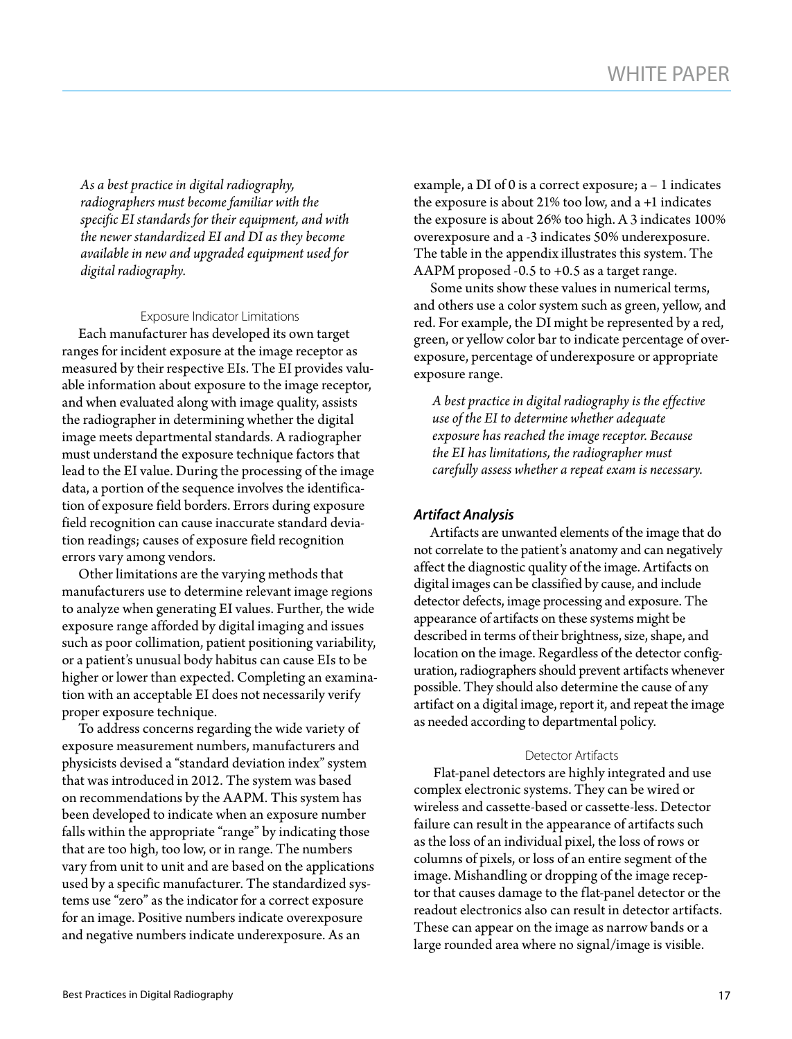*As a best practice in digital radiography, radiographers must become familiar with the specific EI standards for their equipment, and with the newer standardized EI and DI as they become available in new and upgraded equipment used for digital radiography.*

#### Exposure Indicator Limitations

Each manufacturer has developed its own target ranges for incident exposure at the image receptor as measured by their respective EIs. The EI provides valuable information about exposure to the image receptor, and when evaluated along with image quality, assists the radiographer in determining whether the digital image meets departmental standards. A radiographer must understand the exposure technique factors that lead to the EI value. During the processing of the image data, a portion of the sequence involves the identification of exposure field borders. Errors during exposure field recognition can cause inaccurate standard deviation readings; causes of exposure field recognition errors vary among vendors.

Other limitations are the varying methods that manufacturers use to determine relevant image regions to analyze when generating EI values. Further, the wide exposure range afforded by digital imaging and issues such as poor collimation, patient positioning variability, or a patient's unusual body habitus can cause EIs to be higher or lower than expected. Completing an examination with an acceptable EI does not necessarily verify proper exposure technique.

To address concerns regarding the wide variety of exposure measurement numbers, manufacturers and physicists devised a "standard deviation index" system that was introduced in 2012. The system was based on recommendations by the AAPM. This system has been developed to indicate when an exposure number falls within the appropriate "range" by indicating those that are too high, too low, or in range. The numbers vary from unit to unit and are based on the applications used by a specific manufacturer. The standardized systems use "zero" as the indicator for a correct exposure for an image. Positive numbers indicate overexposure and negative numbers indicate underexposure. As an example, a DI of 0 is a correct exposure; a – 1 indicates the exposure is about 21% too low, and a +1 indicates the exposure is about 26% too high. A 3 indicates 100% overexposure and a -3 indicates 50% underexposure. The table in the appendix illustrates this system. The AAPM proposed -0.5 to +0.5 as a target range.

Some units show these values in numerical terms, and others use a color system such as green, yellow, and red. For example, the DI might be represented by a red, green, or yellow color bar to indicate percentage of overexposure, percentage of underexposure or appropriate exposure range.

*A best practice in digital radiography is the effective use of the EI to determine whether adequate exposure has reached the image receptor. Because the EI has limitations, the radiographer must carefully assess whether a repeat exam is necessary.*

### Artifact Analysis

Artifacts are unwanted elements of the image that do not correlate to the patient's anatomy and can negatively affect the diagnostic quality of the image. Artifacts on digital images can be classified by cause, and include detector defects, image processing and exposure. The appearance of artifacts on these systems might be described in terms of their brightness, size, shape, and location on the image. Regardless of the detector configuration, radiographers should prevent artifacts whenever possible. They should also determine the cause of any artifact on a digital image, report it, and repeat the image as needed according to departmental policy.

#### Detector Artifacts

Flat-panel detectors are highly integrated and use complex electronic systems. They can be wired or wireless and cassette-based or cassette-less. Detector failure can result in the appearance of artifacts such as the loss of an individual pixel, the loss of rows or columns of pixels, or loss of an entire segment of the image. Mishandling or dropping of the image receptor that causes damage to the flat-panel detector or the readout electronics also can result in detector artifacts. These can appear on the image as narrow bands or a large rounded area where no signal/image is visible.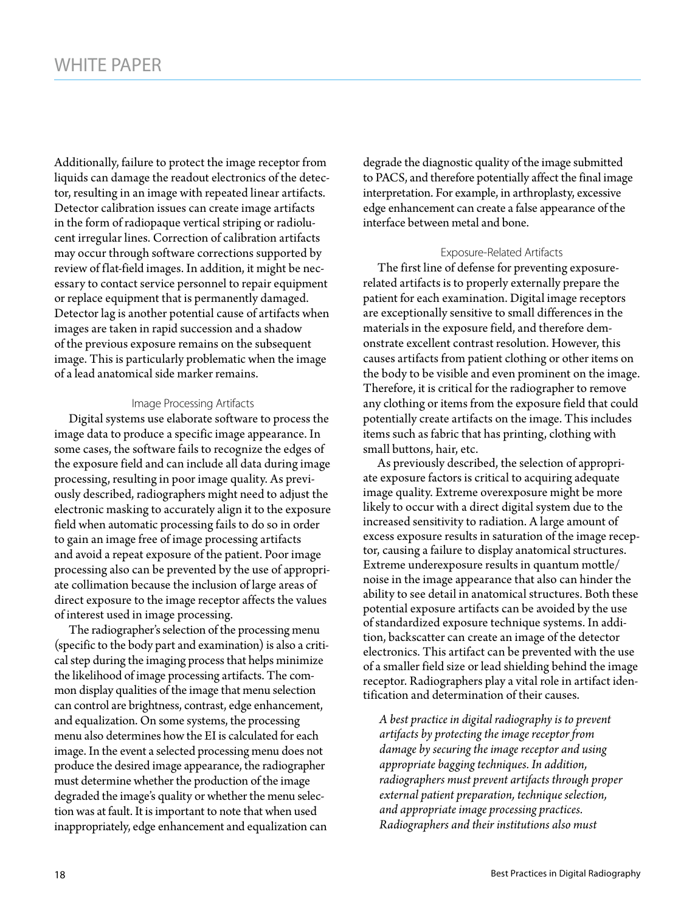Additionally, failure to protect the image receptor from liquids can damage the readout electronics of the detector, resulting in an image with repeated linear artifacts. Detector calibration issues can create image artifacts in the form of radiopaque vertical striping or radiolucent irregular lines. Correction of calibration artifacts may occur through software corrections supported by review of flat-field images. In addition, it might be necessary to contact service personnel to repair equipment or replace equipment that is permanently damaged. Detector lag is another potential cause of artifacts when images are taken in rapid succession and a shadow of the previous exposure remains on the subsequent image. This is particularly problematic when the image of a lead anatomical side marker remains.

### Image Processing Artifacts

Digital systems use elaborate software to process the image data to produce a specific image appearance. In some cases, the software fails to recognize the edges of the exposure field and can include all data during image processing, resulting in poor image quality. As previously described, radiographers might need to adjust the electronic masking to accurately align it to the exposure field when automatic processing fails to do so in order to gain an image free of image processing artifacts and avoid a repeat exposure of the patient. Poor image processing also can be prevented by the use of appropriate collimation because the inclusion of large areas of direct exposure to the image receptor affects the values of interest used in image processing.

The radiographer's selection of the processing menu (specific to the body part and examination) is also a critical step during the imaging process that helps minimize the likelihood of image processing artifacts. The common display qualities of the image that menu selection can control are brightness, contrast, edge enhancement, and equalization. On some systems, the processing menu also determines how the EI is calculated for each image. In the event a selected processing menu does not produce the desired image appearance, the radiographer must determine whether the production of the image degraded the image's quality or whether the menu selection was at fault. It is important to note that when used inappropriately, edge enhancement and equalization can degrade the diagnostic quality of the image submitted to PACS, and therefore potentially affect the final image interpretation. For example, in arthroplasty, excessive edge enhancement can create a false appearance of the interface between metal and bone.

### Exposure-Related Artifacts

The first line of defense for preventing exposure-related artifacts is to properly externally prepare the patient for each examination. Digital image receptors are exceptionally sensitive to small differences in the materials in the exposure field, and therefore demonstrate excellent contrast resolution. However, this causes artifacts from patient clothing or other items on the body to be visible and even prominent on the image. Therefore, it is critical for the radiographer to remove any clothing or items from the exposure field that could potentially create artifacts on the image. This includes items such as fabric that has printing, clothing with small buttons, hair, etc.

As previously described, the selection of appropriate exposure factors is critical to acquiring adequate image quality. Extreme overexposure might be more likely to occur with a direct digital system due to the increased sensitivity to radiation. A large amount of excess exposure results in saturation of the image receptor, causing a failure to display anatomical structures. Extreme underexposure results in quantum mottle/noise in the image appearance that also can hinder the ability to see detail in anatomical structures. Both these potential exposure artifacts can be avoided by the use of standardized exposure technique systems. In addition, backscatter can create an image of the detector electronics. This artifact can be prevented with the use of a smaller field size or lead shielding behind the image receptor. Radiographers play a vital role in artifact identification and determination of their causes.

*A best practice in digital radiography is to prevent artifacts by protecting the image receptor from damage by securing the image receptor and using appropriate bagging techniques. In addition, radiographers must prevent artifacts through proper external patient preparation, technique selection, and appropriate image processing practices. Radiographers and their institutions also must*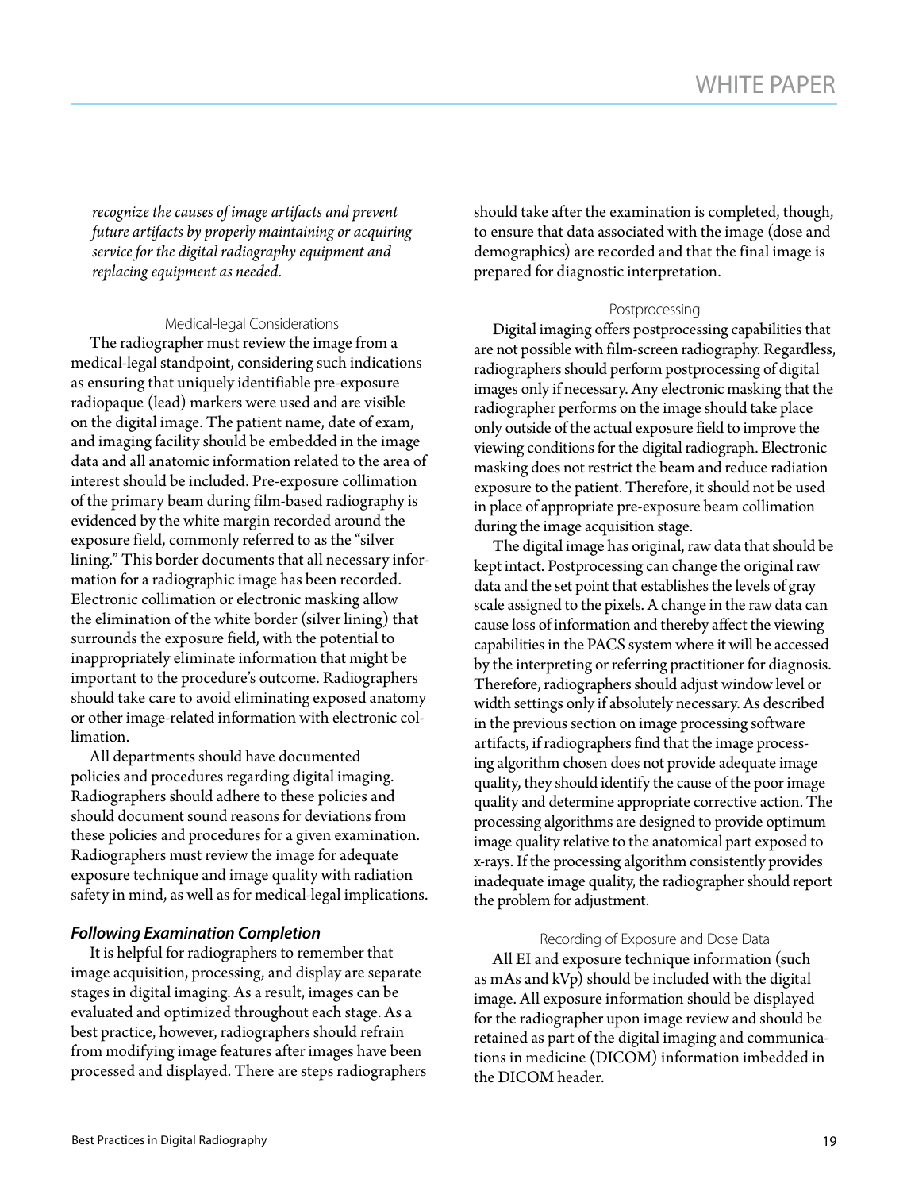*recognize the causes of image artifacts and prevent future artifacts by properly maintaining or acquiring service for the digital radiography equipment and replacing equipment as needed.*

#### Medical-legal Considerations

The radiographer must review the image from a medical-legal standpoint, considering such indications as ensuring that uniquely identifiable pre-exposure radiopaque (lead) markers were used and are visible on the digital image. The patient name, date of exam, and imaging facility should be embedded in the image data and all anatomic information related to the area of interest should be included. Pre-exposure collimation of the primary beam during film-based radiography is evidenced by the white margin recorded around the exposure field, commonly referred to as the "silver lining." This border documents that all necessary information for a radiographic image has been recorded. Electronic collimation or electronic masking allow the elimination of the white border (silver lining) that surrounds the exposure field, with the potential to inappropriately eliminate information that might be important to the procedure's outcome. Radiographers should take care to avoid eliminating exposed anatomy or other image-related information with electronic collimation.

All departments should have documented policies and procedures regarding digital imaging. Radiographers should adhere to these policies and should document sound reasons for deviations from these policies and procedures for a given examination. Radiographers must review the image for adequate exposure technique and image quality with radiation safety in mind, as well as for medical-legal implications.

### *Following Examination Completion*

It is helpful for radiographers to remember that image acquisition, processing, and display are separate stages in digital imaging. As a result, images can be evaluated and optimized throughout each stage. As a best practice, however, radiographers should refrain from modifying image features after images have been processed and displayed. There are steps radiographers should take after the examination is completed, though, to ensure that data associated with the image (dose and demographics) are recorded and that the final image is prepared for diagnostic interpretation.

#### Postprocessing

Digital imaging offers postprocessing capabilities that are not possible with film-screen radiography. Regardless, radiographers should perform postprocessing of digital images only if necessary. Any electronic masking that the radiographer performs on the image should take place only outside of the actual exposure field to improve the viewing conditions for the digital radiograph. Electronic masking does not restrict the beam and reduce radiation exposure to the patient. Therefore, it should not be used in place of appropriate pre-exposure beam collimation during the image acquisition stage.

The digital image has original, raw data that should be kept intact. Postprocessing can change the original raw data and the set point that establishes the levels of gray scale assigned to the pixels. A change in the raw data can cause loss of information and thereby affect the viewing capabilities in the PACS system where it will be accessed by the interpreting or referring practitioner for diagnosis. Therefore, radiographers should adjust window level or width settings only if absolutely necessary. As described in the previous section on image processing software artifacts, if radiographers find that the image processing algorithm chosen does not provide adequate image quality, they should identify the cause of the poor image quality and determine appropriate corrective action. The processing algorithms are designed to provide optimum image quality relative to the anatomical part exposed to x-rays. If the processing algorithm consistently provides inadequate image quality, the radiographer should report the problem for adjustment.

#### Recording of Exposure and Dose Data

All EI and exposure technique information (such as mAs and kVp) should be included with the digital image. All exposure information should be displayed for the radiographer upon image review and should be retained as part of the digital imaging and communications in medicine (DICOM) information imbedded in the DICOM header.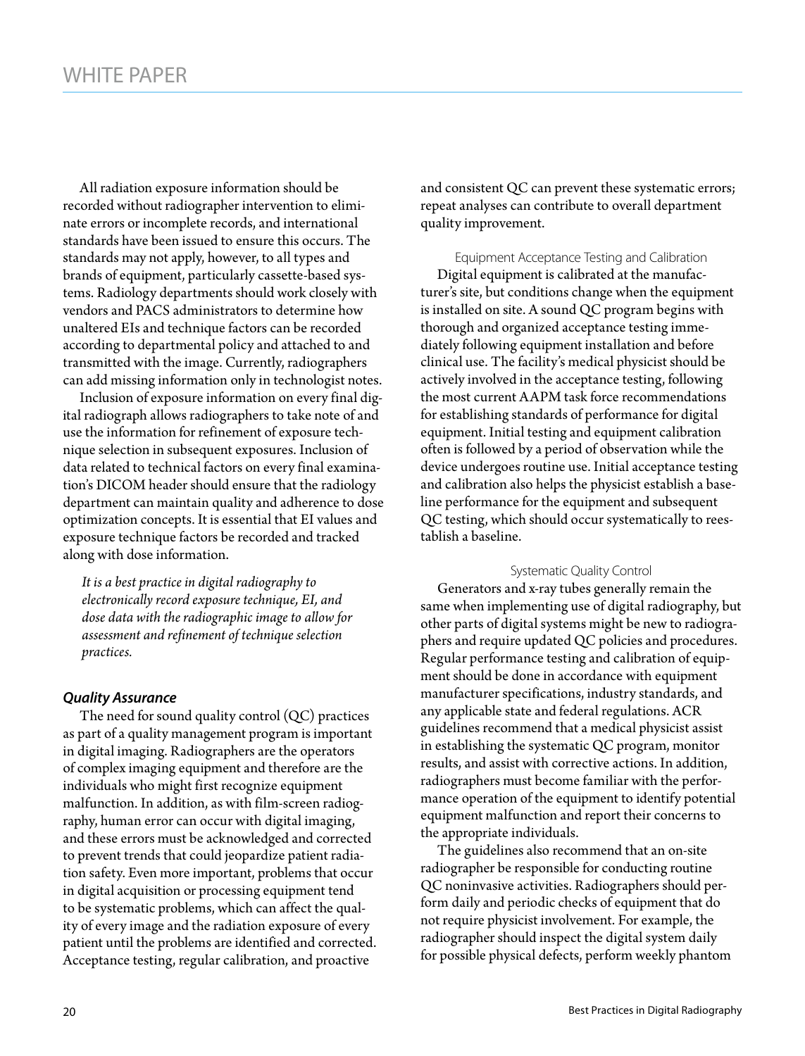All radiation exposure information should be recorded without radiographer intervention to eliminate errors or incomplete records, and international standards have been issued to ensure this occurs. The standards may not apply, however, to all types and brands of equipment, particularly cassette-based systems. Radiology departments should work closely with vendors and PACS administrators to determine how unaltered EIs and technique factors can be recorded according to departmental policy and attached to and transmitted with the image. Currently, radiographers can add missing information only in technologist notes.

Inclusion of exposure information on every final digital radiograph allows radiographers to take note of and use the information for refinement of exposure technique selection in subsequent exposures. Inclusion of data related to technical factors on every final examination's DICOM header should ensure that the radiology department can maintain quality and adherence to dose optimization concepts. It is essential that EI values and exposure technique factors be recorded and tracked along with dose information.

*It is a best practice in digital radiography to electronically record exposure technique, EI, and dose data with the radiographic image to allow for assessment and refinement of technique selection practices.*

### *Quality Assurance*

The need for sound quality control (QC) practices as part of a quality management program is important in digital imaging. Radiographers are the operators of complex imaging equipment and therefore are the individuals who might first recognize equipment malfunction. In addition, as with film-screen radiography, human error can occur with digital imaging, and these errors must be acknowledged and corrected to prevent trends that could jeopardize patient radiation safety. Even more important, problems that occur in digital acquisition or processing equipment tend to be systematic problems, which can affect the quality of every image and the radiation exposure of every patient until the problems are identified and corrected. Acceptance testing, regular calibration, and proactive and consistent QC can prevent these systematic errors; repeat analyses can contribute to overall department quality improvement.

#### Equipment Acceptance Testing and Calibration

Digital equipment is calibrated at the manufacturer's site, but conditions change when the equipment is installed on site. A sound QC program begins with thorough and organized acceptance testing immediately following equipment installation and before clinical use. The facility's medical physicist should be actively involved in the acceptance testing, following the most current AAPM task force recommendations for establishing standards of performance for digital equipment. Initial testing and equipment calibration often is followed by a period of observation while the device undergoes routine use. Initial acceptance testing and calibration also helps the physicist establish a baseline performance for the equipment and subsequent QC testing, which should occur systematically to reestablish a baseline.

#### Systematic Quality Control

Generators and x-ray tubes generally remain the same when implementing use of digital radiography, but other parts of digital systems might be new to radiographers and require updated QC policies and procedures. Regular performance testing and calibration of equipment should be done in accordance with equipment manufacturer specifications, industry standards, and any applicable state and federal regulations. ACR guidelines recommend that a medical physicist assist in establishing the systematic QC program, monitor results, and assist with corrective actions. In addition, radiographers must become familiar with the performance operation of the equipment to identify potential equipment malfunction and report their concerns to the appropriate individuals.

The guidelines also recommend that an on-site radiographer be responsible for conducting routine QC noninvasive activities. Radiographers should perform daily and periodic checks of equipment that do not require physicist involvement. For example, the radiographer should inspect the digital system daily for possible physical defects, perform weekly phantom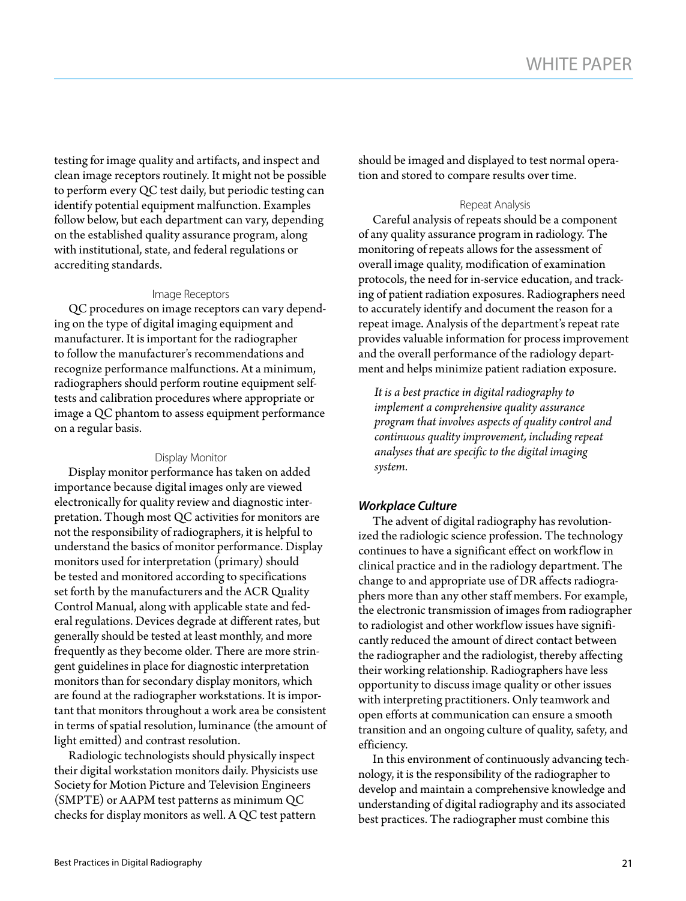testing for image quality and artifacts, and inspect and clean image receptors routinely. It might not be possible to perform every QC test daily, but periodic testing can identify potential equipment malfunction. Examples follow below, but each department can vary, depending on the established quality assurance program, along with institutional, state, and federal regulations or accrediting standards.

#### Image Receptors

QC procedures on image receptors can vary depending on the type of digital imaging equipment and manufacturer. It is important for the radiographer to follow the manufacturer's recommendations and recognize performance malfunctions. At a minimum, radiographers should perform routine equipment self-tests and calibration procedures where appropriate or image a QC phantom to assess equipment performance on a regular basis.

#### Display Monitor

Display monitor performance has taken on added importance because digital images only are viewed electronically for quality review and diagnostic interpretation. Though most QC activities for monitors are not the responsibility of radiographers, it is helpful to understand the basics of monitor performance. Display monitors used for interpretation (primary) should be tested and monitored according to specifications set forth by the manufacturers and the ACR Quality Control Manual, along with applicable state and federal regulations. Devices degrade at different rates, but generally should be tested at least monthly, and more frequently as they become older. There are more stringent guidelines in place for diagnostic interpretation monitors than for secondary display monitors, which are found at the radiographer workstations. It is important that monitors throughout a work area be consistent in terms of spatial resolution, luminance (the amount of light emitted) and contrast resolution.

Radiologic technologists should physically inspect their digital workstation monitors daily. Physicists use Society for Motion Picture and Television Engineers (SMPTE) or AAPM test patterns as minimum QC checks for display monitors as well. A QC test pattern should be imaged and displayed to test normal operation and stored to compare results over time.

#### Repeat Analysis

Careful analysis of repeats should be a component of any quality assurance program in radiology. The monitoring of repeats allows for the assessment of overall image quality, modification of examination protocols, the need for in-service education, and tracking of patient radiation exposures. Radiographers need to accurately identify and document the reason for a repeat image. Analysis of the department's repeat rate provides valuable information for process improvement and the overall performance of the radiology department and helps minimize patient radiation exposure.

*It is a best practice in digital radiography to implement a comprehensive quality assurance program that involves aspects of quality control and continuous quality improvement, including repeat analyses that are specific to the digital imaging system.*

### *Workplace Culture*

The advent of digital radiography has revolutionized the radiologic science profession. The technology continues to have a significant effect on workflow in clinical practice and in the radiology department. The change to and appropriate use of DR affects radiographers more than any other staff members. For example, the electronic transmission of images from radiographer to radiologist and other workflow issues have significantly reduced the amount of direct contact between the radiographer and the radiologist, thereby affecting their working relationship. Radiographers have less opportunity to discuss image quality or other issues with interpreting practitioners. Only teamwork and open efforts at communication can ensure a smooth transition and an ongoing culture of quality, safety, and efficiency.

In this environment of continuously advancing technology, it is the responsibility of the radiographer to develop and maintain a comprehensive knowledge and understanding of digital radiography and its associated best practices. The radiographer must combine this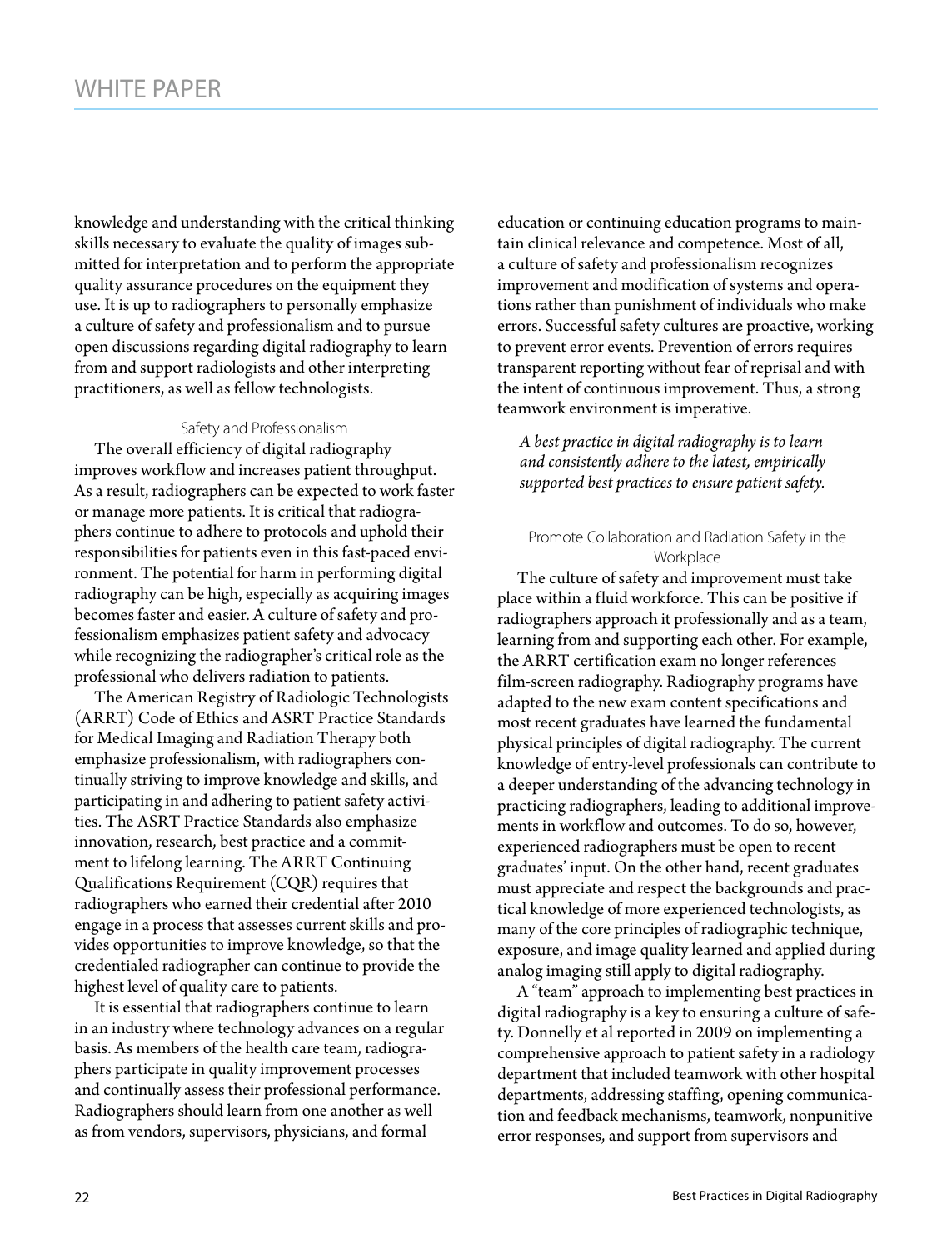knowledge and understanding with the critical thinking skills necessary to evaluate the quality of images submitted for interpretation and to perform the appropriate quality assurance procedures on the equipment they use. It is up to radiographers to personally emphasize a culture of safety and professionalism and to pursue open discussions regarding digital radiography to learn from and support radiologists and other interpreting practitioners, as well as fellow technologists.

### Safety and Professionalism

The overall efficiency of digital radiography improves workflow and increases patient throughput. As a result, radiographers can be expected to work faster or manage more patients. It is critical that radiographers continue to adhere to protocols and uphold their responsibilities for patients even in this fast-paced environment. The potential for harm in performing digital radiography can be high, especially as acquiring images becomes faster and easier. A culture of safety and professionalism emphasizes patient safety and advocacy while recognizing the radiographer's critical role as the professional who delivers radiation to patients.

The American Registry of Radiologic Technologists (ARRT) Code of Ethics and ASRT Practice Standards for Medical Imaging and Radiation Therapy both emphasize professionalism, with radiographers continually striving to improve knowledge and skills, and participating in and adhering to patient safety activities. The ASRT Practice Standards also emphasize innovation, research, best practice and a commitment to lifelong learning. The ARRT Continuing Qualifications Requirement (CQR) requires that radiographers who earned their credential after 2010 engage in a process that assesses current skills and provides opportunities to improve knowledge, so that the credentialed radiographer can continue to provide the highest level of quality care to patients.

It is essential that radiographers continue to learn in an industry where technology advances on a regular basis. As members of the health care team, radiographers participate in quality improvement processes and continually assess their professional performance. Radiographers should learn from one another as well as from vendors, supervisors, physicians, and formal education or continuing education programs to maintain clinical relevance and competence. Most of all, a culture of safety and professionalism recognizes improvement and modification of systems and operations rather than punishment of individuals who make errors. Successful safety cultures are proactive, working to prevent error events. Prevention of errors requires transparent reporting without fear of reprisal and with the intent of continuous improvement. Thus, a strong teamwork environment is imperative.

*A best practice in digital radiography is to learn and consistently adhere to the latest, empirically supported best practices to ensure patient safety.*

### Promote Collaboration and Radiation Safety in the Workplace

The culture of safety and improvement must take place within a fluid workforce. This can be positive if radiographers approach it professionally and as a team, learning from and supporting each other. For example, the ARRT certification exam no longer references film-screen radiography. Radiography programs have adapted to the new exam content specifications and most recent graduates have learned the fundamental physical principles of digital radiography. The current knowledge of entry-level professionals can contribute to a deeper understanding of the advancing technology in practicing radiographers, leading to additional improvements in workflow and outcomes. To do so, however, experienced radiographers must be open to recent graduates' input. On the other hand, recent graduates must appreciate and respect the backgrounds and practical knowledge of more experienced technologists, as many of the core principles of radiographic technique, exposure, and image quality learned and applied during analog imaging still apply to digital radiography.

A "team" approach to implementing best practices in digital radiography is a key to ensuring a culture of safety. Donnelly et al reported in 2009 on implementing a comprehensive approach to patient safety in a radiology department that included teamwork with other hospital departments, addressing staffing, opening communication and feedback mechanisms, teamwork, nonpunitive error responses, and support from supervisors and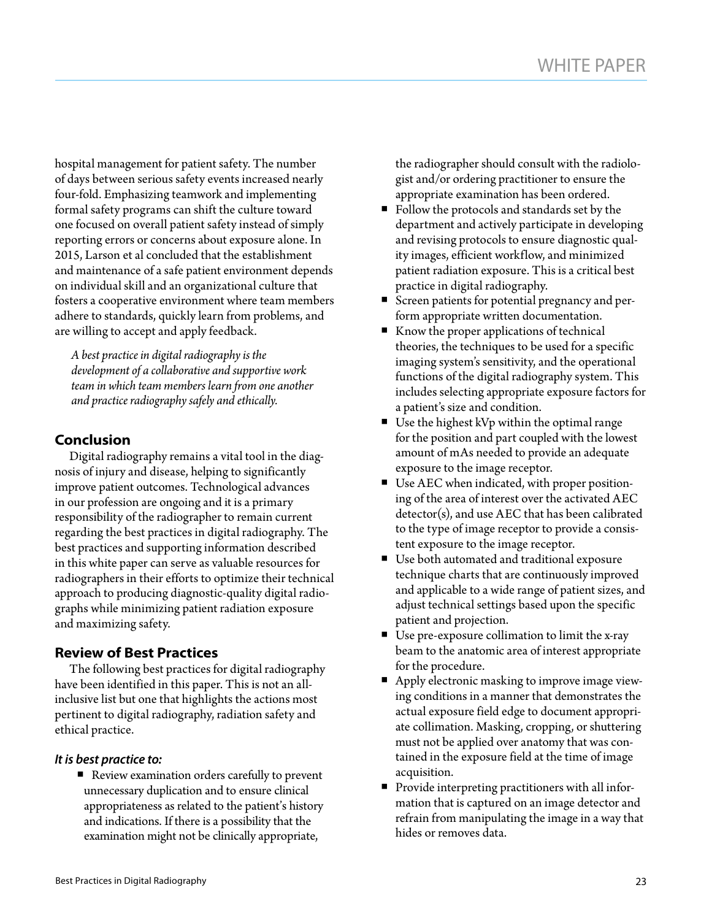hospital management for patient safety. The number of days between serious safety events increased nearly four-fold. Emphasizing teamwork and implementing formal safety programs can shift the culture toward one focused on overall patient safety instead of simply reporting errors or concerns about exposure alone. In 2015, Larson et al concluded that the establishment and maintenance of a safe patient environment depends on individual skill and an organizational culture that fosters a cooperative environment where team members adhere to standards, quickly learn from problems, and are willing to accept and apply feedback.

*A best practice in digital radiography is the development of a collaborative and supportive work team in which team members learn from one another and practice radiography safely and ethically.*

## Conclusion

Digital radiography remains a vital tool in the diagnosis of injury and disease, helping to significantly improve patient outcomes. Technological advances in our profession are ongoing and it is a primary responsibility of the radiographer to remain current regarding the best practices in digital radiography. The best practices and supporting information described in this white paper can serve as valuable resources for radiographers in their efforts to optimize their technical approach to producing diagnostic-quality digital radiographs while minimizing patient radiation exposure and maximizing safety.

## Review of Best Practices

The following best practices for digital radiography have been identified in this paper. This is not an all-inclusive list but one that highlights the actions most pertinent to digital radiography, radiation safety and ethical practice.

### *It is best practice to:*

- Review examination orders carefully to prevent unnecessary duplication and to ensure clinical appropriateness as related to the patient's history and indications. If there is a possibility that the examination might not be clinically appropriate, the radiographer should consult with the radiologist and/or ordering practitioner to ensure the appropriate examination has been ordered.
- Follow the protocols and standards set by the department and actively participate in developing and revising protocols to ensure diagnostic quality images, efficient workflow, and minimized patient radiation exposure. This is a critical best practice in digital radiography.
- Screen patients for potential pregnancy and perform appropriate written documentation.
- Know the proper applications of technical theories, the techniques to be used for a specific imaging system's sensitivity, and the operational functions of the digital radiography system. This includes selecting appropriate exposure factors for a patient's size and condition.
- Use the highest kVp within the optimal range for the position and part coupled with the lowest amount of mAs needed to provide an adequate exposure to the image receptor.
- Use AEC when indicated, with proper positioning of the area of interest over the activated AEC detector(s), and use AEC that has been calibrated to the type of image receptor to provide a consistent exposure to the image receptor.
- Use both automated and traditional exposure technique charts that are continuously improved and applicable to a wide range of patient sizes, and adjust technical settings based upon the specific patient and projection.
- Use pre-exposure collimation to limit the x-ray beam to the anatomic area of interest appropriate for the procedure.
- Apply electronic masking to improve image viewing conditions in a manner that demonstrates the actual exposure field edge to document appropriate collimation. Masking, cropping, or shuttering must not be applied over anatomy that was contained in the exposure field at the time of image acquisition.
- Provide interpreting practitioners with all information that is captured on an image detector and refrain from manipulating the image in a way that hides or removes data.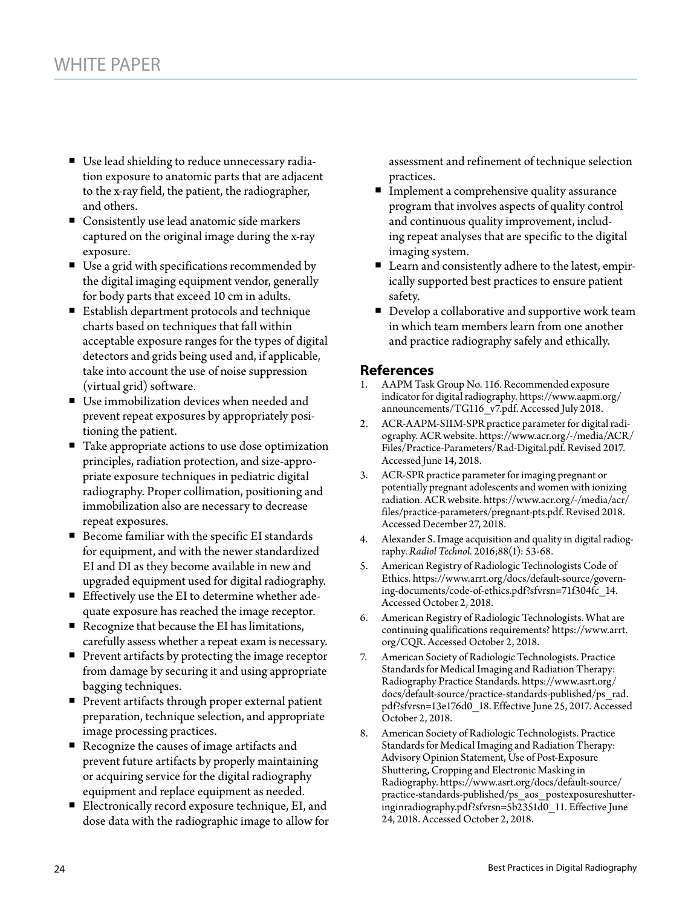- Use lead shielding to reduce unnecessary radiation exposure to anatomic parts that are adjacent to the x-ray field, the patient, the radiographer, and others.
- Consistently use lead anatomic side markers captured on the original image during the x-ray exposure.
- Use a grid with specifications recommended by the digital imaging equipment vendor, generally for body parts that exceed 10 cm in adults.
- Establish department protocols and technique charts based on techniques that fall within acceptable exposure ranges for the types of digital detectors and grids being used and, if applicable, take into account the use of noise suppression (virtual grid) software.
- Use immobilization devices when needed and prevent repeat exposures by appropriately positioning the patient.
- Take appropriate actions to use dose optimization principles, radiation protection, and size-appropriate exposure techniques in pediatric digital radiography. Proper collimation, positioning and immobilization also are necessary to decrease repeat exposures.
- Become familiar with the specific EI standards for equipment, and with the newer standardized EI and DI as they become available in new and upgraded equipment used for digital radiography.
- Effectively use the EI to determine whether adequate exposure has reached the image receptor.
- Recognize that because the EI has limitations, carefully assess whether a repeat exam is necessary.
- Prevent artifacts by protecting the image receptor from damage by securing it and using appropriate bagging techniques.
- Prevent artifacts through proper external patient preparation, technique selection, and appropriate image processing practices.
- Recognize the causes of image artifacts and prevent future artifacts by properly maintaining or acquiring service for the digital radiography equipment and replace equipment as needed.
- Electronically record exposure technique, EI, and dose data with the radiographic image to allow for assessment and refinement of technique selection practices.
- Implement a comprehensive quality assurance program that involves aspects of quality control and continuous quality improvement, including repeat analyses that are specific to the digital imaging system.
- Learn and consistently adhere to the latest, empirically supported best practices to ensure patient safety.
- Develop a collaborative and supportive work team in which team members learn from one another and practice radiography safely and ethically.

## References

1. AAPM Task Group No. 116. Recommended exposure indicator for digital radiography. https://www.aapm.org/announcements/TG116_v7.pdf. Accessed July 2018.
2. ACR-AAPM-SIIM-SPR practice parameter for digital radiography. ACR website. https://www.acr.org/-/media/ACR/Files/Practice-Parameters/Rad-Digital.pdf. Revised 2017. Accessed June 14, 2018.
3. ACR-SPR practice parameter for imaging pregnant or potentially pregnant adolescents and women with ionizing radiation. ACR website. https://www.acr.org/-/media/acr/files/practice-parameters/pregnant-pts.pdf. Revised 2018. Accessed December 27, 2018.
4. Alexander S. Image acquisition and quality in digital radiography. *Radiol Technol.* 2016;88(1): 53-68.
5. American Registry of Radiologic Technologists Code of Ethics. https://www.arrt.org/docs/default-source/governing-documents/code-of-ethics.pdf?sfvrsn=71f304fc_14. Accessed October 2, 2018.
6. American Registry of Radiologic Technologists. What are continuing qualifications requirements? https://www.arrt.org/CQR. Accessed October 2, 2018.
7. American Society of Radiologic Technologists. Practice Standards for Medical Imaging and Radiation Therapy: Radiography Practice Standards. https://www.asrt.org/docs/default-source/practice-standards-published/ps_rad.pdf?sfvrsn=13e176d0_18. Effective June 25, 2017. Accessed October 2, 2018.
8. American Society of Radiologic Technologists. Practice Standards for Medical Imaging and Radiation Therapy: Advisory Opinion Statement, Use of Post-Exposure Shuttering, Cropping and Electronic Masking in Radiography. https://www.asrt.org/docs/default-source/practice-standards-published/ps_aos_postexposureshutteringinradiography.pdf?sfvrsn=5b2351d0_11. Effective June 24, 2018. Accessed October 2, 2018.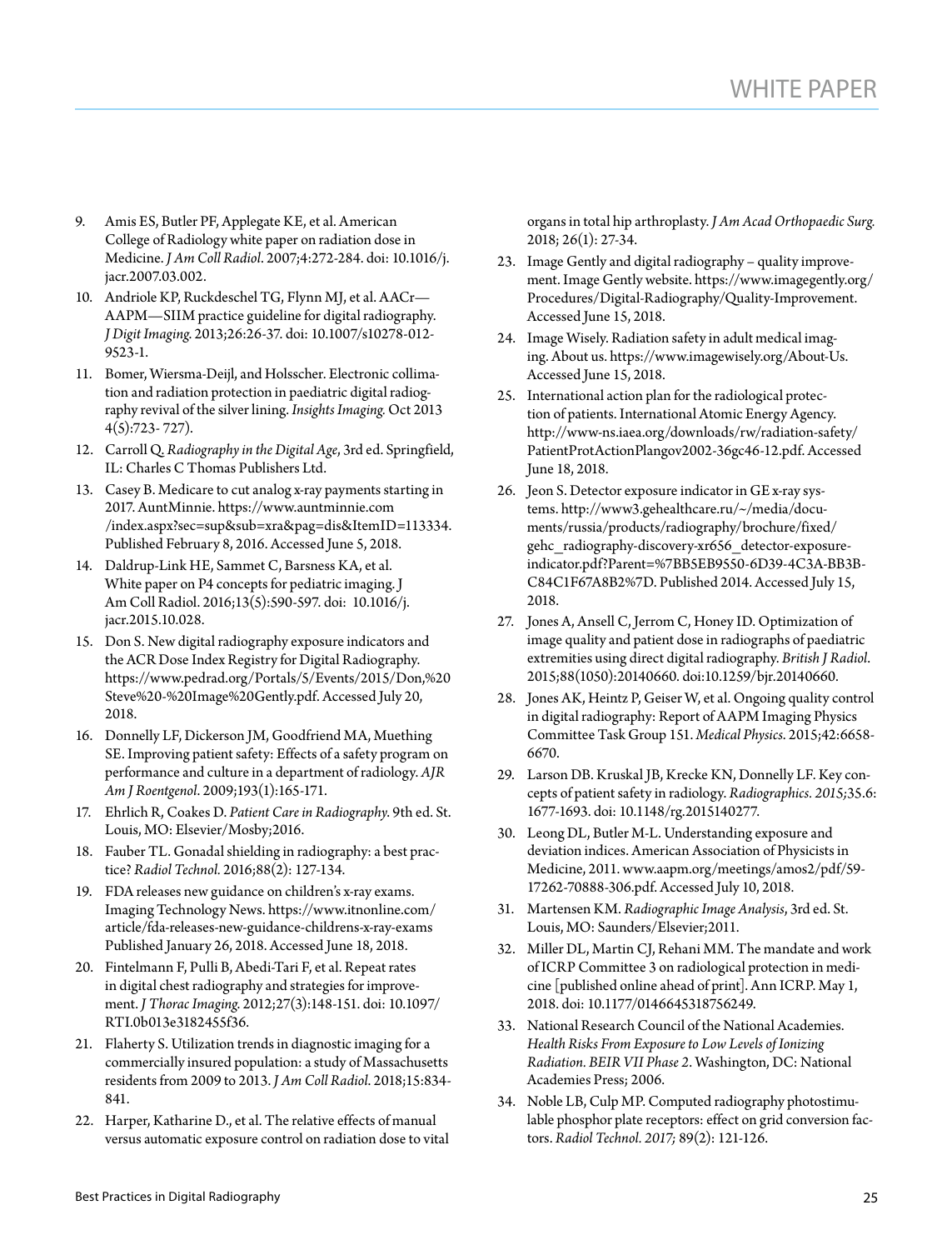9. Amis ES, Butler PF, Applegate KE, et al. American College of Radiology white paper on radiation dose in Medicine. *J Am Coll Radiol*. 2007;4:272-284. doi: 10.1016/j.jacr.2007.03.002.
10. Andriole KP, Ruckdeschel TG, Flynn MJ, et al. AACr—AAPM—SIIM practice guideline for digital radiography. *J Digit Imaging.* 2013;26:26-37. doi: 10.1007/s10278-012-9523-1.
11. Bomer, Wiersma-Deijl, and Holsscher. Electronic collimation and radiation protection in paediatric digital radiography revival of the silver lining. *Insights Imaging.* Oct 2013 4(5):723- 727).
12. Carroll Q. *Radiography in the Digital Age*, 3rd ed. Springfield, IL: Charles C Thomas Publishers Ltd.
13. Casey B. Medicare to cut analog x-ray payments starting in 2017. AuntMinnie. https://www.auntminnie.com/index.aspx?sec=sup&sub=xra&pag=dis&ItemID=113334. Published February 8, 2016. Accessed June 5, 2018.
14. Daldrup-Link HE, Sammet C, Barsness KA, et al. White paper on P4 concepts for pediatric imaging. J Am Coll Radiol. 2016;13(5):590-597. doi: 10.1016/j.jacr.2015.10.028.
15. Don S. New digital radiography exposure indicators and the ACR Dose Index Registry for Digital Radiography. https://www.pedrad.org/Portals/5/Events/2015/Don,%20Steve%20-%20Image%20Gently.pdf. Accessed July 20, 2018.
16. Donnelly LF, Dickerson JM, Goodfriend MA, Muething SE. Improving patient safety: Effects of a safety program on performance and culture in a department of radiology. *AJR Am J Roentgenol*. 2009;193(1):165-171.
17. Ehrlich R, Coakes D. *Patient Care in Radiography.* 9th ed. St. Louis, MO: Elsevier/Mosby;2016.
18. Fauber TL. Gonadal shielding in radiography: a best practice? *Radiol Technol.* 2016;88(2): 127-134.
19. FDA releases new guidance on children's x-ray exams. Imaging Technology News. https://www.itnonline.com/article/fda-releases-new-guidance-childrens-x-ray-exams Published January 26, 2018. Accessed June 18, 2018.
20. Fintelmann F, Pulli B, Abedi-Tari F, et al. Repeat rates in digital chest radiography and strategies for improvement. *J Thorac Imaging.* 2012;27(3):148-151. doi: 10.1097/RTI.0b013e3182455f36.
21. Flaherty S. Utilization trends in diagnostic imaging for a commercially insured population: a study of Massachusetts residents from 2009 to 2013. *J Am Coll Radiol*. 2018;15:834-841.
22. Harper, Katharine D., et al. The relative effects of manual versus automatic exposure control on radiation dose to vital organs in total hip arthroplasty. *J Am Acad Orthopaedic Surg.* 2018; 26(1): 27-34.
23. Image Gently and digital radiography – quality improvement. Image Gently website. https://www.imagegently.org/Procedures/Digital-Radiography/Quality-Improvement. Accessed June 15, 2018.
24. Image Wisely. Radiation safety in adult medical imaging. About us. https://www.imagewisely.org/About-Us. Accessed June 15, 2018.
25. International action plan for the radiological protection of patients. International Atomic Energy Agency. http://www-ns.iaea.org/downloads/rw/radiation-safety/PatientProtActionPlangov2002-36gc46-12.pdf. Accessed June 18, 2018.
26. Jeon S. Detector exposure indicator in GE x-ray systems. http://www3.gehealthcare.ru/~/media/documents/russia/products/radiography/brochure/fixed/gehc_radiography-discovery-xr656_detector-exposure-indicator.pdf?Parent=%7BB5EB9550-6D39-4C3A-BB3B-C84C1F67A8B2%7D. Published 2014. Accessed July 15, 2018.
27. Jones A, Ansell C, Jerrom C, Honey ID. Optimization of image quality and patient dose in radiographs of paediatric extremities using direct digital radiography. *British J Radiol*. 2015;88(1050):20140660. doi:10.1259/bjr.20140660.
28. Jones AK, Heintz P, Geiser W, et al. Ongoing quality control in digital radiography: Report of AAPM Imaging Physics Committee Task Group 151. *Medical Physics*. 2015;42:6658-6670.
29. Larson DB. Kruskal JB, Krecke KN, Donnelly LF. Key concepts of patient safety in radiology. *Radiographics. 2015;*35.6: 1677-1693. doi: 10.1148/rg.2015140277.
30. Leong DL, Butler M-L. Understanding exposure and deviation indices. American Association of Physicists in Medicine, 2011. www.aapm.org/meetings/amos2/pdf/59-17262-70888-306.pdf. Accessed July 10, 2018.
31. Martensen KM. *Radiographic Image Analysis*, 3rd ed. St. Louis, MO: Saunders/Elsevier;2011.
32. Miller DL, Martin CJ, Rehani MM. The mandate and work of ICRP Committee 3 on radiological protection in medicine [published online ahead of print]. Ann ICRP. May 1, 2018. doi: 10.1177/0146645318756249.
33. National Research Council of the National Academies. *Health Risks From Exposure to Low Levels of Ionizing Radiation. BEIR VII Phase 2*. Washington, DC: National Academies Press; 2006.
34. Noble LB, Culp MP. Computed radiography photostimulable phosphor plate receptors: effect on grid conversion factors. *Radiol Technol. 2017;* 89(2): 121-126.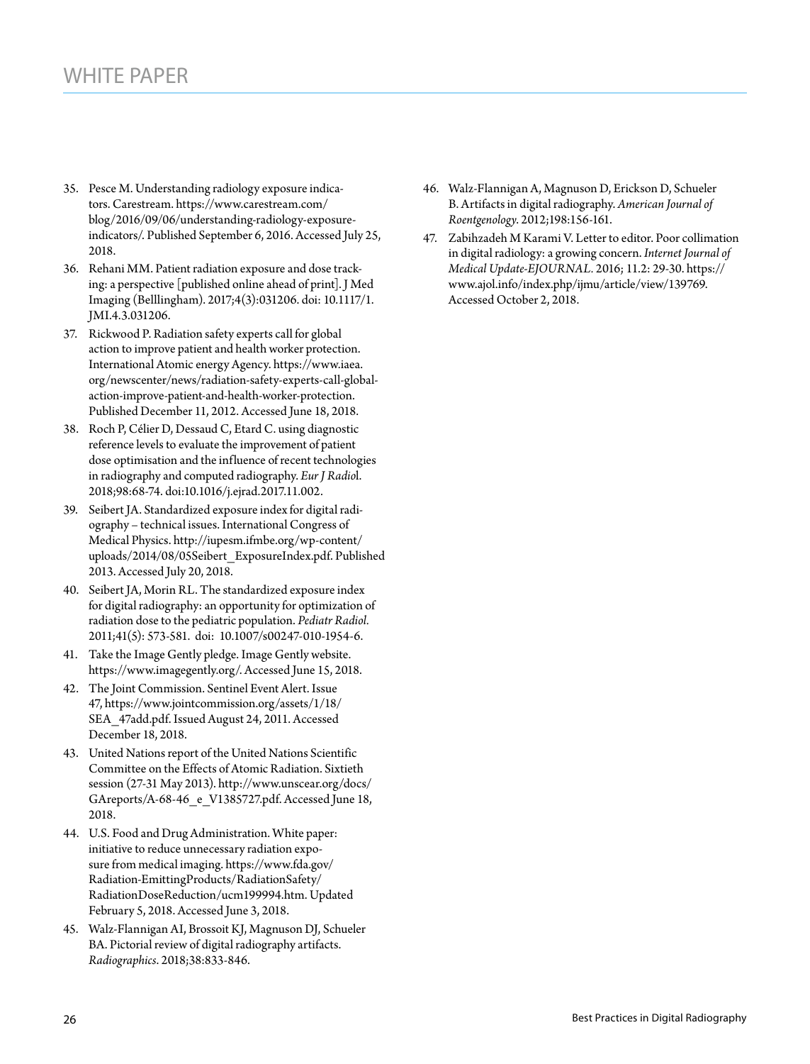35. Pesce M. Understanding radiology exposure indicators. Carestream. https://www.carestream.com/blog/2016/09/06/understanding-radiology-exposure-indicators/. Published September 6, 2016. Accessed July 25, 2018.
36. Rehani MM. Patient radiation exposure and dose tracking: a perspective [published online ahead of print]. J Med Imaging (Belllingham). 2017;4(3):031206. doi: 10.1117/1.JMI.4.3.031206.
37. Rickwood P. Radiation safety experts call for global action to improve patient and health worker protection. International Atomic energy Agency. https://www.iaea.org/newscenter/news/radiation-safety-experts-call-global-action-improve-patient-and-health-worker-protection. Published December 11, 2012. Accessed June 18, 2018.
38. Roch P, Célier D, Dessaud C, Etard C. using diagnostic reference levels to evaluate the improvement of patient dose optimisation and the influence of recent technologies in radiography and computed radiography. *Eur J Radio*l. 2018;98:68-74. doi:10.1016/j.ejrad.2017.11.002.
39. Seibert JA. Standardized exposure index for digital radiography – technical issues. International Congress of Medical Physics. http://iupesm.ifmbe.org/wp-content/uploads/2014/08/05Seibert_ExposureIndex.pdf. Published 2013. Accessed July 20, 2018.
40. Seibert JA, Morin RL. The standardized exposure index for digital radiography: an opportunity for optimization of radiation dose to the pediatric population. *Pediatr Radiol.* 2011;41(5): 573-581. doi: 10.1007/s00247-010-1954-6.
41. Take the Image Gently pledge. Image Gently website. https://www.imagegently.org/. Accessed June 15, 2018.
42. The Joint Commission. Sentinel Event Alert. Issue 47, https://www.jointcommission.org/assets/1/18/SEA_47add.pdf. Issued August 24, 2011. Accessed December 18, 2018.
43. United Nations report of the United Nations Scientific Committee on the Effects of Atomic Radiation. Sixtieth session (27-31 May 2013). http://www.unscear.org/docs/GAreports/A-68-46_e_V1385727.pdf. Accessed June 18, 2018.
44. U.S. Food and Drug Administration. White paper: initiative to reduce unnecessary radiation exposure from medical imaging. https://www.fda.gov/Radiation-EmittingProducts/RadiationSafety/RadiationDoseReduction/ucm199994.htm. Updated February 5, 2018. Accessed June 3, 2018.
45. Walz-Flannigan AI, Brossoit KJ, Magnuson DJ, Schueler BA. Pictorial review of digital radiography artifacts. *Radiographics*. 2018;38:833-846.
46. Walz-Flannigan A, Magnuson D, Erickson D, Schueler B. Artifacts in digital radiography. *American Journal of Roentgenology*. 2012;198:156-161.
47. Zabihzadeh M Karami V. Letter to editor. Poor collimation in digital radiology: a growing concern. *Internet Journal of Medical Update-EJOURNAL*. 2016; 11.2: 29-30. https://www.ajol.info/index.php/ijmu/article/view/139769. Accessed October 2, 2018.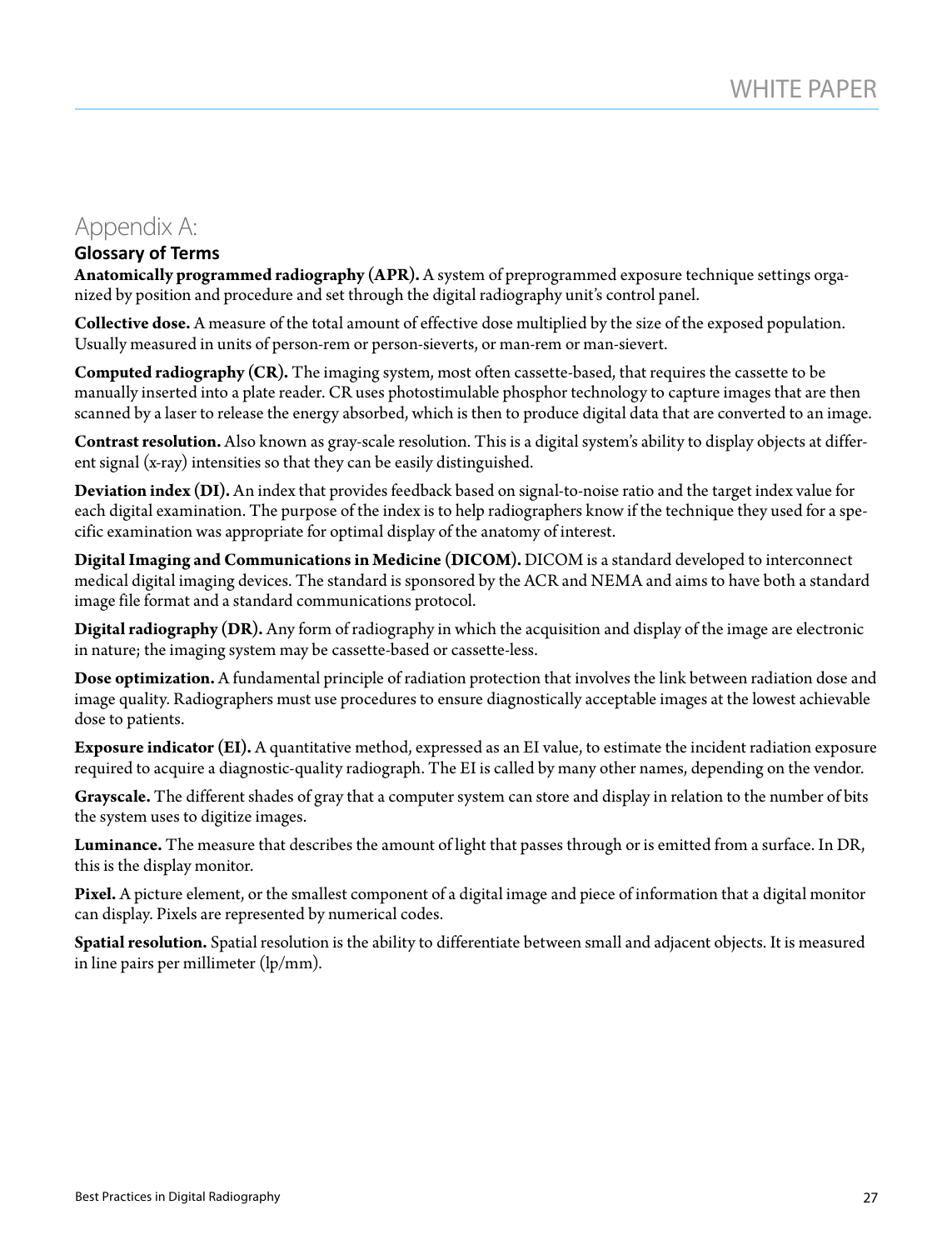# Appendix A:

## Glossary of Terms

**Anatomically programmed radiography (APR).** A system of preprogrammed exposure technique settings organized by position and procedure and set through the digital radiography unit's control panel.

**Collective dose.** A measure of the total amount of effective dose multiplied by the size of the exposed population. Usually measured in units of person-rem or person-sieverts, or man-rem or man-sievert.

**Computed radiography (CR).** The imaging system, most often cassette-based, that requires the cassette to be manually inserted into a plate reader. CR uses photostimulable phosphor technology to capture images that are then scanned by a laser to release the energy absorbed, which is then to produce digital data that are converted to an image.

**Contrast resolution.** Also known as gray-scale resolution. This is a digital system's ability to display objects at different signal (x-ray) intensities so that they can be easily distinguished.

**Deviation index (DI).** An index that provides feedback based on signal-to-noise ratio and the target index value for each digital examination. The purpose of the index is to help radiographers know if the technique they used for a specific examination was appropriate for optimal display of the anatomy of interest.

**Digital Imaging and Communications in Medicine (DICOM).** DICOM is a standard developed to interconnect medical digital imaging devices. The standard is sponsored by the ACR and NEMA and aims to have both a standard image file format and a standard communications protocol.

**Digital radiography (DR).** Any form of radiography in which the acquisition and display of the image are electronic in nature; the imaging system may be cassette-based or cassette-less.

**Dose optimization.** A fundamental principle of radiation protection that involves the link between radiation dose and image quality. Radiographers must use procedures to ensure diagnostically acceptable images at the lowest achievable dose to patients.

**Exposure indicator (EI).** A quantitative method, expressed as an EI value, to estimate the incident radiation exposure required to acquire a diagnostic-quality radiograph. The EI is called by many other names, depending on the vendor.

**Grayscale.** The different shades of gray that a computer system can store and display in relation to the number of bits the system uses to digitize images.

**Luminance.** The measure that describes the amount of light that passes through or is emitted from a surface. In DR, this is the display monitor.

**Pixel.** A picture element, or the smallest component of a digital image and piece of information that a digital monitor can display. Pixels are represented by numerical codes.

**Spatial resolution.** Spatial resolution is the ability to differentiate between small and adjacent objects. It is measured in line pairs per millimeter (lp/mm).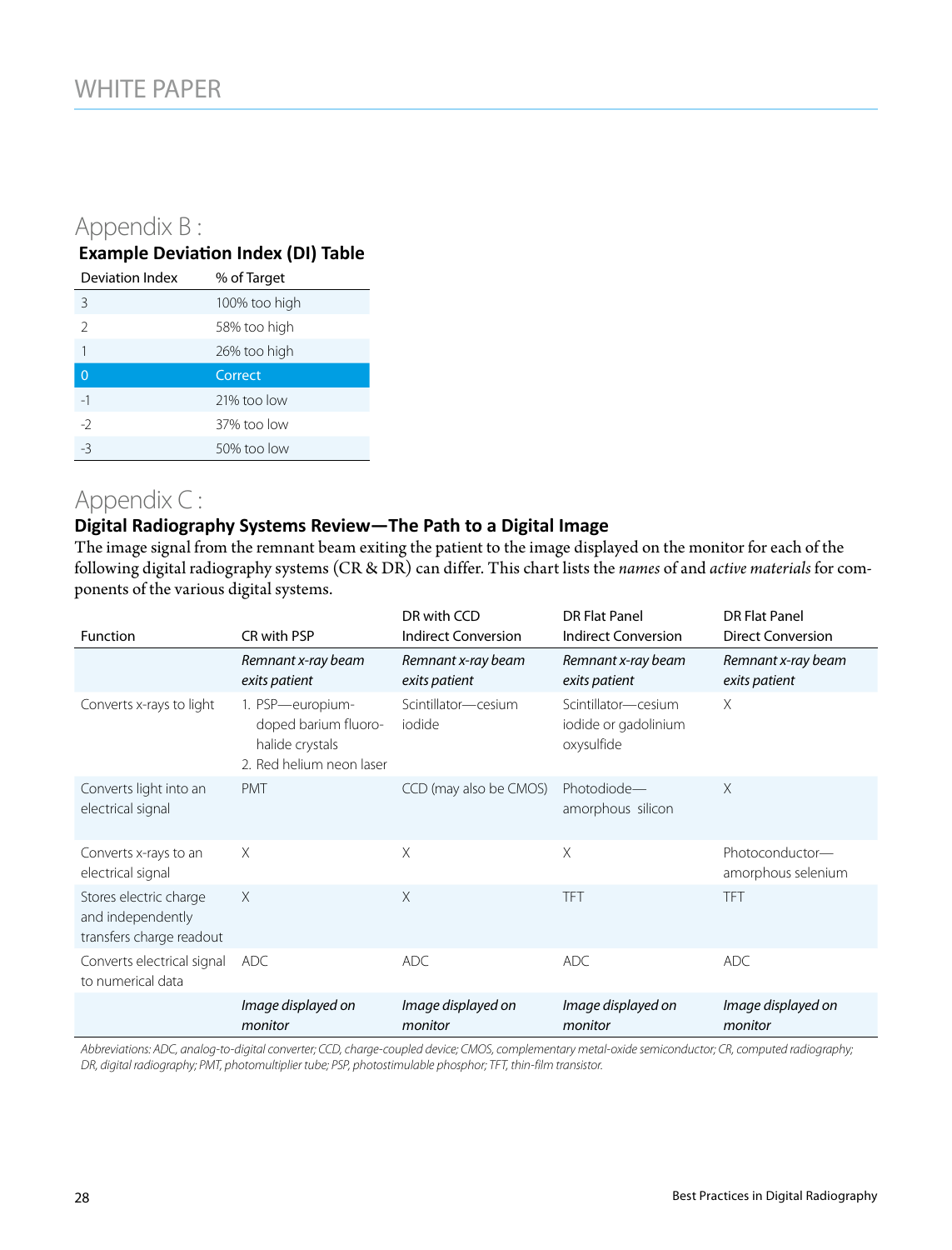## Appendix B :

### Example Deviation Index (DI) Table

| Deviation Index | % of Target |
|---|---|
| 3 | 100% too high |
| 2 | 58% too high |
| 1 | 26% too high |
| 0 | Correct |
| -1 | 21% too low |
| -2 | 37% too low |
| -3 | 50% too low |

## Appendix C :

### Digital Radiography Systems Review—The Path to a Digital Image

The image signal from the remnant beam exiting the patient to the image displayed on the monitor for each of the following digital radiography systems (CR & DR) can differ. This chart lists the *names* of and *active materials* for components of the various digital systems.

| Function | CR with PSP | DR with CCD Indirect Conversion | DR Flat Panel Indirect Conversion | DR Flat Panel Direct Conversion |
|---|---|---|---|---|
| | *Remnant x-ray beam exits patient* | *Remnant x-ray beam exits patient* | *Remnant x-ray beam exits patient* | *Remnant x-ray beam exits patient* |
| Converts x-rays to light | 1. PSP—europium-doped barium fluoro-halide crystals<br>2. Red helium neon laser | Scintillator—cesium iodide | Scintillator—cesium iodide or gadolinium oxysulfide | X |
| Converts light into an electrical signal | PMT | CCD (may also be CMOS) | Photodiode—amorphous silicon | X |
| Converts x-rays to an electrical signal | X | X | X | Photoconductor—amorphous selenium |
| Stores electric charge and independently transfers charge readout | X | X | TFT | TFT |
| Converts electrical signal to numerical data | ADC | ADC | ADC | ADC |
| | *Image displayed on monitor* | *Image displayed on monitor* | *Image displayed on monitor* | *Image displayed on monitor* |

*Abbreviations: ADC, analog-to-digital converter; CCD, charge-coupled device; CMOS, complementary metal-oxide semiconductor; CR, computed radiography; DR, digital radiography; PMT, photomultiplier tube; PSP, photostimulable phosphor; TFT, thin-film transistor.*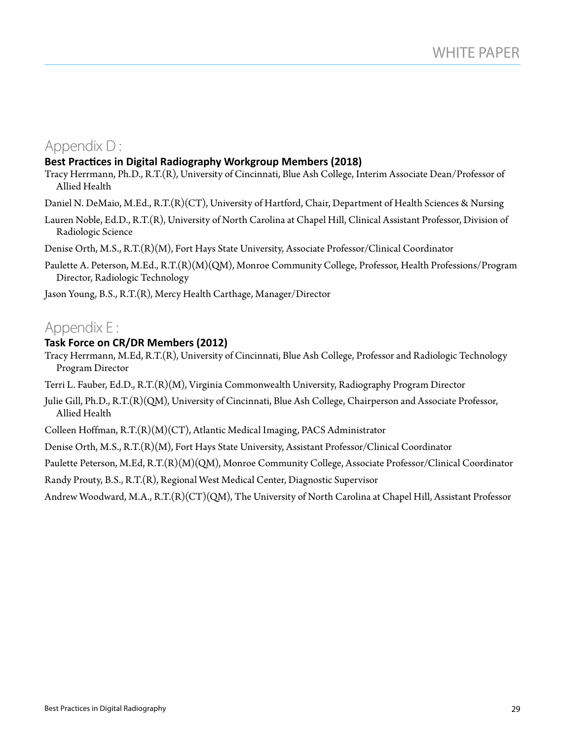## Appendix D :

### Best Practices in Digital Radiography Workgroup Members (2018)

Tracy Herrmann, Ph.D., R.T.(R), University of Cincinnati, Blue Ash College, Interim Associate Dean/Professor of Allied Health

Daniel N. DeMaio, M.Ed., R.T.(R)(CT), University of Hartford, Chair, Department of Health Sciences & Nursing

Lauren Noble, Ed.D., R.T.(R), University of North Carolina at Chapel Hill, Clinical Assistant Professor, Division of Radiologic Science

Denise Orth, M.S., R.T.(R)(M), Fort Hays State University, Associate Professor/Clinical Coordinator

Paulette A. Peterson, M.Ed., R.T.(R)(M)(QM), Monroe Community College, Professor, Health Professions/Program Director, Radiologic Technology

Jason Young, B.S., R.T.(R), Mercy Health Carthage, Manager/Director

## Appendix E :

### Task Force on CR/DR Members (2012)

Tracy Herrmann, M.Ed, R.T.(R), University of Cincinnati, Blue Ash College, Professor and Radiologic Technology Program Director

Terri L. Fauber, Ed.D., R.T.(R)(M), Virginia Commonwealth University, Radiography Program Director

Julie Gill, Ph.D., R.T.(R)(QM), University of Cincinnati, Blue Ash College, Chairperson and Associate Professor, Allied Health

Colleen Hoffman, R.T.(R)(M)(CT), Atlantic Medical Imaging, PACS Administrator

Denise Orth, M.S., R.T.(R)(M), Fort Hays State University, Assistant Professor/Clinical Coordinator

Paulette Peterson, M.Ed, R.T.(R)(M)(QM), Monroe Community College, Associate Professor/Clinical Coordinator

Randy Prouty, B.S., R.T.(R), Regional West Medical Center, Diagnostic Supervisor

Andrew Woodward, M.A., R.T.(R)(CT)(QM), The University of North Carolina at Chapel Hill, Assistant Professor